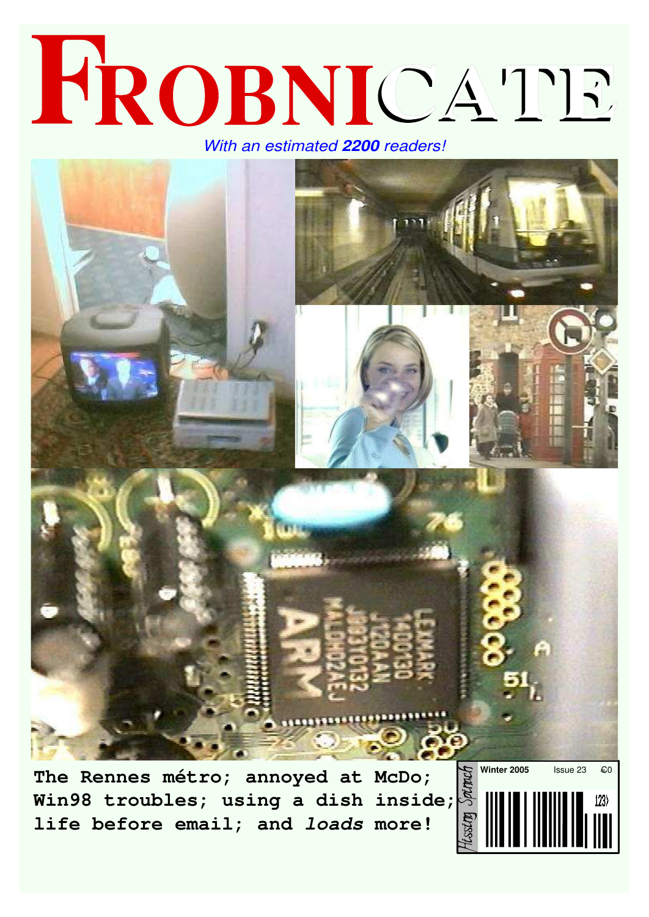# FROBNICATE

*With an estimated **2200** readers!*

**The Rennes métro; annoyed at McDo; Win98 troubles; using a dish inside; life before email; and *loads* more!**

Hissing Sporach

**Winter 2005** Issue 23 €0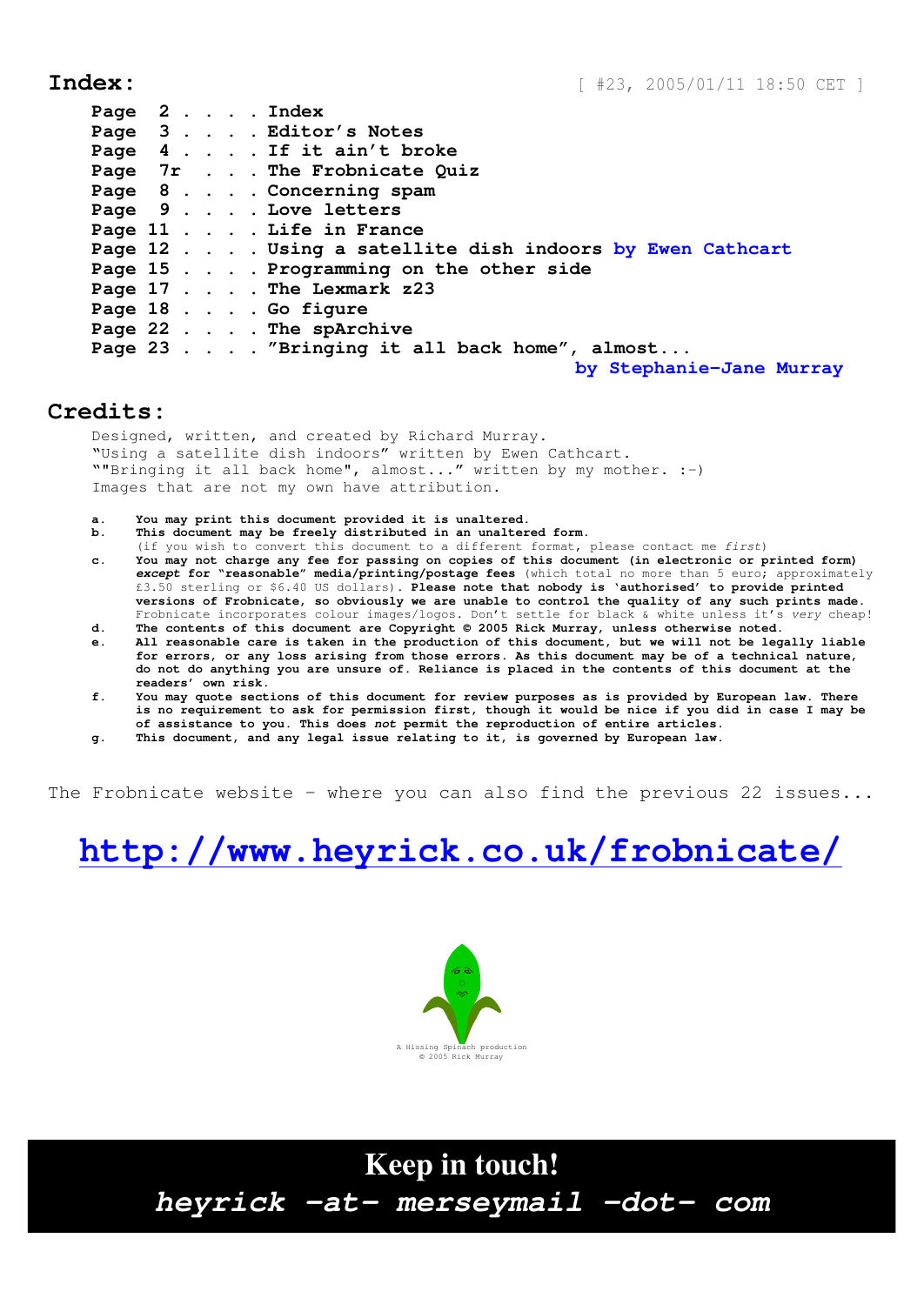## Index:

[ #23, 2005/01/11 18:50 CET ]

```
Page  2 . . . . Index
Page  3 . . . . Editor's Notes
Page  4 . . . . If it ain't broke
Page  7r  . . . The Frobnicate Quiz
Page  8 . . . . Concerning spam
Page  9 . . . . Love letters
Page 11 . . . . Life in France
Page 12 . . . . Using a satellite dish indoors by Ewen Cathcart
Page 15 . . . . Programming on the other side
Page 17 . . . . The Lexmark z23
Page 18 . . . . Go figure
Page 22 . . . . The spArchive
Page 23 . . . . "Bringing it all back home", almost...
                                        by Stephanie-Jane Murray
```

## Credits:

Designed, written, and created by Richard Murray.
"Using a satellite dish indoors" written by Ewen Cathcart.
""Bringing it all back home", almost..." written by my mother. :-)
Images that are not my own have attribution.

a. **You may print this document provided it is unaltered.**

b. **This document may be freely distributed in an unaltered form.**
(if you wish to convert this document to a different format, please contact me *first*)

c. **You may not charge any fee for passing on copies of this document (in electronic or printed form) *except* for "reasonable" media/printing/postage fees** (which total no more than 5 euro; approximately £3.50 sterling or $6.40 US dollars). **Please note that nobody is 'authorised' to provide printed versions of Frobnicate, so obviously we are unable to control the quality of any such prints made.** Frobnicate incorporates colour images/logos. Don't settle for black & white unless it's *very* cheap!

d. **The contents of this document are Copyright © 2005 Rick Murray, unless otherwise noted.**

e. **All reasonable care is taken in the production of this document, but we will not be legally liable for errors, or any loss arising from those errors. As this document may be of a technical nature, do not do anything you are unsure of. Reliance is placed in the contents of this document at the readers' own risk.**

f. **You may quote sections of this document for review purposes as is provided by European law. There is no requirement to ask for permission first, though it would be nice if you did in case I may be of assistance to you. This does *not* permit the reproduction of entire articles.**

g. **This document, and any legal issue relating to it, is governed by European law.**

The Frobnicate website - where you can also find the previous 22 issues...

# http://www.heyrick.co.uk/frobnicate/

A Hissing Spinach production
© 2005 Rick Murray

**Keep in touch!**

***heyrick -at- merseymail -dot- com***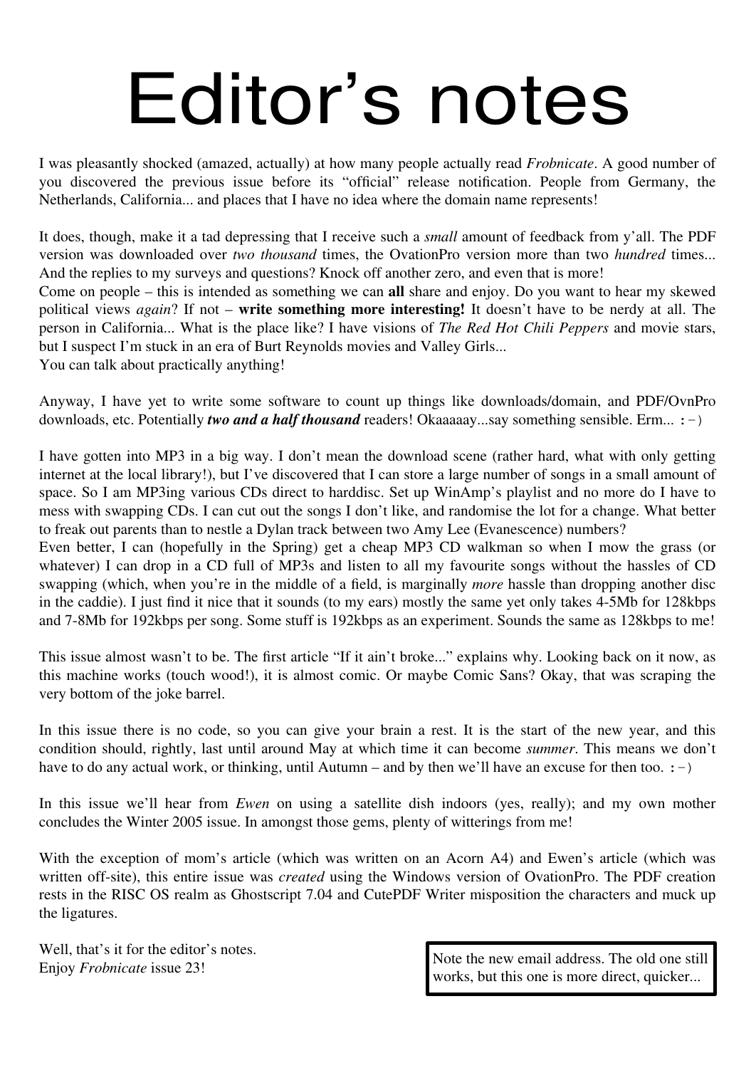# Editor’s notes

I was pleasantly shocked (amazed, actually) at how many people actually read *Frobnicate*. A good number of you discovered the previous issue before its “official” release notification. People from Germany, the Netherlands, California... and places that I have no idea where the domain name represents!

It does, though, make it a tad depressing that I receive such a *small* amount of feedback from y’all. The PDF version was downloaded over *two thousand* times, the OvationPro version more than two *hundred* times... And the replies to my surveys and questions? Knock off another zero, and even that is more!
Come on people – this is intended as something we can **all** share and enjoy. Do you want to hear my skewed political views *again*? If not – **write something more interesting!** It doesn’t have to be nerdy at all. The person in California... What is the place like? I have visions of *The Red Hot Chili Peppers* and movie stars, but I suspect I’m stuck in an era of Burt Reynolds movies and Valley Girls...
You can talk about practically anything!

Anyway, I have yet to write some software to count up things like downloads/domain, and PDF/OvnPro downloads, etc. Potentially ***two and a half thousand*** readers! Okaaaaay...say something sensible. Erm... :-)

I have gotten into MP3 in a big way. I don’t mean the download scene (rather hard, what with only getting internet at the local library!), but I’ve discovered that I can store a large number of songs in a small amount of space. So I am MP3ing various CDs direct to harddisc. Set up WinAmp’s playlist and no more do I have to mess with swapping CDs. I can cut out the songs I don’t like, and randomise the lot for a change. What better to freak out parents than to nestle a Dylan track between two Amy Lee (Evanescence) numbers?
Even better, I can (hopefully in the Spring) get a cheap MP3 CD walkman so when I mow the grass (or whatever) I can drop in a CD full of MP3s and listen to all my favourite songs without the hassles of CD swapping (which, when you’re in the middle of a field, is marginally *more* hassle than dropping another disc in the caddie). I just find it nice that it sounds (to my ears) mostly the same yet only takes 4-5Mb for 128kbps and 7-8Mb for 192kbps per song. Some stuff is 192kbps as an experiment. Sounds the same as 128kbps to me!

This issue almost wasn’t to be. The first article “If it ain’t broke...” explains why. Looking back on it now, as this machine works (touch wood!), it is almost comic. Or maybe Comic Sans? Okay, that was scraping the very bottom of the joke barrel.

In this issue there is no code, so you can give your brain a rest. It is the start of the new year, and this condition should, rightly, last until around May at which time it can become *summer*. This means we don’t have to do any actual work, or thinking, until Autumn – and by then we’ll have an excuse for then too. :-)

In this issue we’ll hear from *Ewen* on using a satellite dish indoors (yes, really); and my own mother concludes the Winter 2005 issue. In amongst those gems, plenty of witterings from me!

With the exception of mom’s article (which was written on an Acorn A4) and Ewen’s article (which was written off-site), this entire issue was *created* using the Windows version of OvationPro. The PDF creation rests in the RISC OS realm as Ghostscript 7.04 and CutePDF Writer misposition the characters and muck up the ligatures.

Well, that’s it for the editor’s notes.
Enjoy *Frobnicate* issue 23!

> Note the new email address. The old one still works, but this one is more direct, quicker...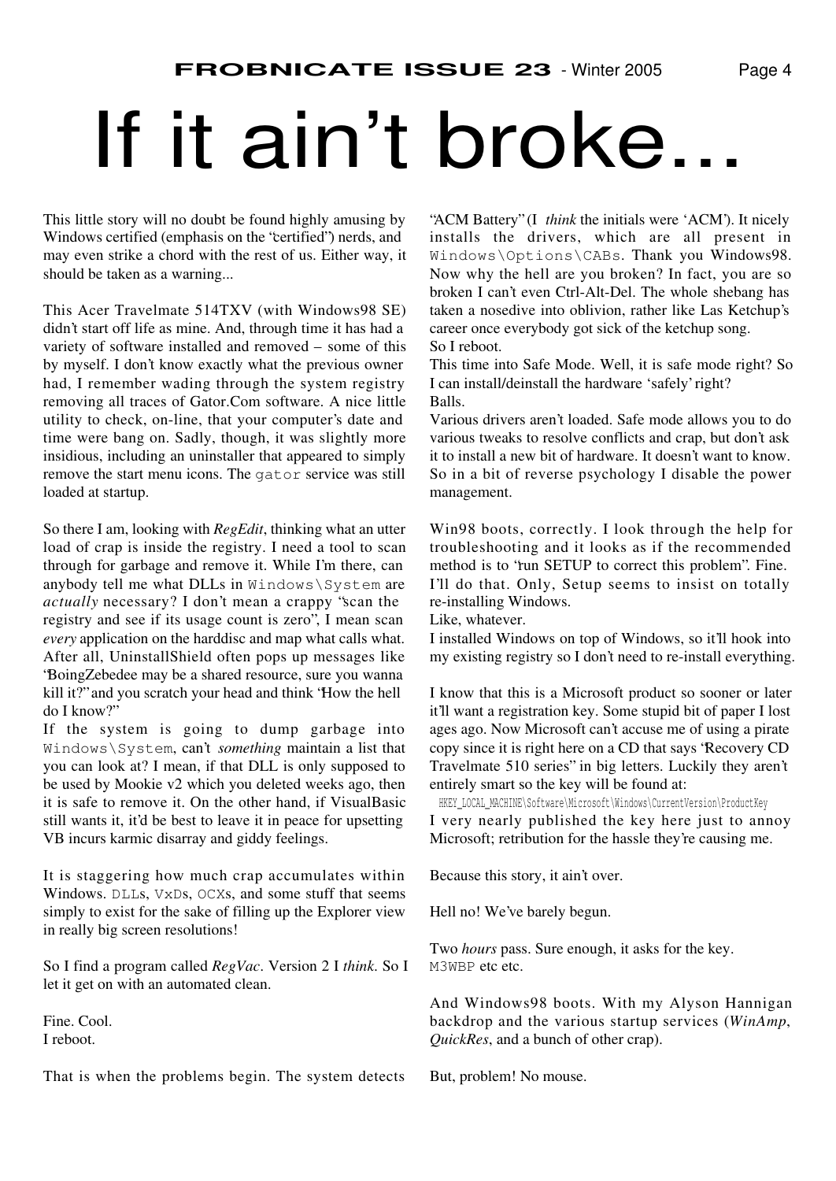# If it ain't broke...

This little story will no doubt be found highly amusing by Windows certified (emphasis on the "certified") nerds, and may even strike a chord with the rest of us. Either way, it should be taken as a warning...

This Acer Travelmate 514TXV (with Windows98 SE) didn't start off life as mine. And, through time it has had a variety of software installed and removed – some of this by myself. I don't know exactly what the previous owner had, I remember wading through the system registry removing all traces of Gator.Com software. A nice little utility to check, on-line, that your computer's date and time were bang on. Sadly, though, it was slightly more insidious, including an uninstaller that appeared to simply remove the start menu icons. The `gator` service was still loaded at startup.

So there I am, looking with *RegEdit*, thinking what an utter load of crap is inside the registry. I need a tool to scan through for garbage and remove it. While I'm there, can anybody tell me what DLLs in `Windows\System` are *actually* necessary? I don't mean a crappy "scan the registry and see if its usage count is zero", I mean scan *every* application on the harddisc and map what calls what. After all, UninstallShield often pops up messages like "BoingZebedee may be a shared resource, sure you wanna kill it?" and you scratch your head and think "How the hell do I know?"

If the system is going to dump garbage into `Windows\System`, can't *something* maintain a list that you can look at? I mean, if that DLL is only supposed to be used by Mookie v2 which you deleted weeks ago, then it is safe to remove it. On the other hand, if VisualBasic still wants it, it'd be best to leave it in peace for upsetting VB incurs karmic disarray and giddy feelings.

It is staggering how much crap accumulates within Windows. `DLL`s, `VxD`s, `OCX`s, and some stuff that seems simply to exist for the sake of filling up the Explorer view in really big screen resolutions!

So I find a program called *RegVac*. Version 2 I *think*. So I let it get on with an automated clean.

Fine. Cool.
I reboot.

That is when the problems begin. The system detects "ACM Battery" (I *think* the initials were 'ACM'). It nicely installs the drivers, which are all present in `Windows\Options\CABs`. Thank you Windows98. Now why the hell are you broken? In fact, you are so broken I can't even Ctrl-Alt-Del. The whole shebang has taken a nosedive into oblivion, rather like Las Ketchup's career once everybody got sick of the ketchup song.
So I reboot.
This time into Safe Mode. Well, it is safe mode right? So I can install/deinstall the hardware 'safely' right?
Balls.
Various drivers aren't loaded. Safe mode allows you to do various tweaks to resolve conflicts and crap, but don't ask it to install a new bit of hardware. It doesn't want to know. So in a bit of reverse psychology I disable the power management.

Win98 boots, correctly. I look through the help for troubleshooting and it looks as if the recommended method is to "run SETUP to correct this problem". Fine. I'll do that. Only, Setup seems to insist on totally re-installing Windows.
Like, whatever.
I installed Windows on top of Windows, so it'll hook into my existing registry so I don't need to re-install everything.

I know that this is a Microsoft product so sooner or later it'll want a registration key. Some stupid bit of paper I lost ages ago. Now Microsoft can't accuse me of using a pirate copy since it is right here on a CD that says "Recovery CD Travelmate 510 series" in big letters. Luckily they aren't entirely smart so the key will be found at:

`HKEY_LOCAL_MACHINE\Software\Microsoft\Windows\CurrentVersion\ProductKey`

I very nearly published the key here just to annoy Microsoft; retribution for the hassle they're causing me.

Because this story, it ain't over.

Hell no! We've barely begun.

Two *hours* pass. Sure enough, it asks for the key. `M3WBP` etc etc.

And Windows98 boots. With my Alyson Hannigan backdrop and the various startup services (*WinAmp*, *QuickRes*, and a bunch of other crap).

But, problem! No mouse.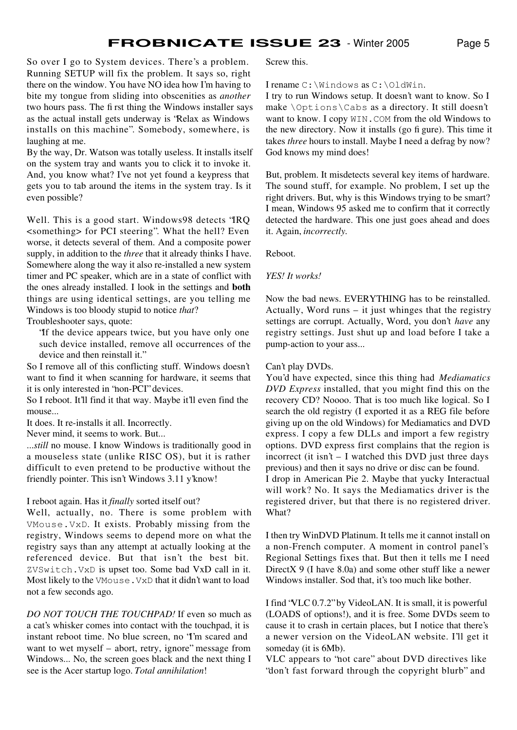So over I go to System devices. There's a problem. Running SETUP will fix the problem. It says so, right there on the window. You have NO idea how I'm having to bite my tongue from sliding into obscenities as *another* two hours pass. The first thing the Windows installer says as the actual install gets underway is "Relax as Windows installs on this machine". Somebody, somewhere, is laughing at me.

By the way, Dr. Watson was totally useless. It installs itself on the system tray and wants you to click it to invoke it. And, you know what? I've not yet found a keypress that gets you to tab around the items in the system tray. Is it even possible?

Well. This is a good start. Windows98 detects "IRQ <something> for PCI steering". What the hell? Even worse, it detects several of them. And a composite power supply, in addition to the *three* that it already thinks I have. Somewhere along the way it also re-installed a new system timer and PC speaker, which are in a state of conflict with the ones already installed. I look in the settings and **both** things are using identical settings, are you telling me Windows is too bloody stupid to notice *that*?

Troubleshooter says, quote:

> "If the device appears twice, but you have only one such device installed, remove all occurrences of the device and then reinstall it."

So I remove all of this conflicting stuff. Windows doesn't want to find it when scanning for hardware, it seems that it is only interested in "non-PCI" devices.

So I reboot. It'll find it that way. Maybe it'll even find the mouse...

It does. It re-installs it all. Incorrectly.

Never mind, it seems to work. But...

*...still* no mouse. I know Windows is traditionally good in a mouseless state (unlike RISC OS), but it is rather difficult to even pretend to be productive without the friendly pointer. This isn't Windows 3.11 y'know!

I reboot again. Has it *finally* sorted itself out?

Well, actually, no. There is some problem with `VMouse.VxD`. It exists. Probably missing from the registry, Windows seems to depend more on what the registry says than any attempt at actually looking at the referenced device. But that isn't the best bit. `ZVSwitch.VxD` is upset too. Some bad VxD call in it. Most likely to the `VMouse.VxD` that it didn't want to load not a few seconds ago.

*DO NOT TOUCH THE TOUCHPAD!* If even so much as a cat's whisker comes into contact with the touchpad, it is instant reboot time. No blue screen, no "I'm scared and want to wet myself – abort, retry, ignore" message from Windows... No, the screen goes black and the next thing I see is the Acer startup logo. *Total annihilation*!

Screw this.

I rename `C:\Windows` as `C:\OldWin`.

I try to run Windows setup. It doesn't want to know. So I make `\Options\Cabs` as a directory. It still doesn't want to know. I copy `WIN.COM` from the old Windows to the new directory. Now it installs (go figure). This time it takes *three* hours to install. Maybe I need a defrag by now? God knows my mind does!

But, problem. It misdetects several key items of hardware. The sound stuff, for example. No problem, I set up the right drivers. But, why is this Windows trying to be smart? I mean, Windows 95 asked me to confirm that it correctly detected the hardware. This one just goes ahead and does it. Again, *incorrectly.*

Reboot.

*YES! It works!*

Now the bad news. EVERYTHING has to be reinstalled. Actually, Word runs – it just whinges that the registry settings are corrupt. Actually, Word, you don't *have* any registry settings. Just shut up and load before I take a pump-action to your ass...

Can't play DVDs.

You'd have expected, since this thing had *Mediamatics DVD Express* installed, that you might find this on the recovery CD? Noooo. That is too much like logical. So I search the old registry (I exported it as a REG file before giving up on the old Windows) for Mediamatics and DVD express. I copy a few DLLs and import a few registry options. DVD express first complains that the region is incorrect (it isn't – I watched this DVD just three days previous) and then it says no drive or disc can be found.

I drop in American Pie 2. Maybe that yucky Interactual will work? No. It says the Mediamatics driver is the registered driver, but that there is no registered driver. What?

I then try WinDVD Platinum. It tells me it cannot install on a non-French computer. A moment in control panel's Regional Settings fixes that. But then it tells me I need DirectX 9 (I have 8.0a) and some other stuff like a newer Windows installer. Sod that, it's too much like bother.

I find "VLC 0.7.2" by VideoLAN. It is small, it is powerful (LOADS of options!), and it is free. Some DVDs seem to cause it to crash in certain places, but I notice that there's a newer version on the VideoLAN website. I'll get it someday (it is 6Mb).

VLC appears to "not care" about DVD directives like "don't fast forward through the copyright blurb" and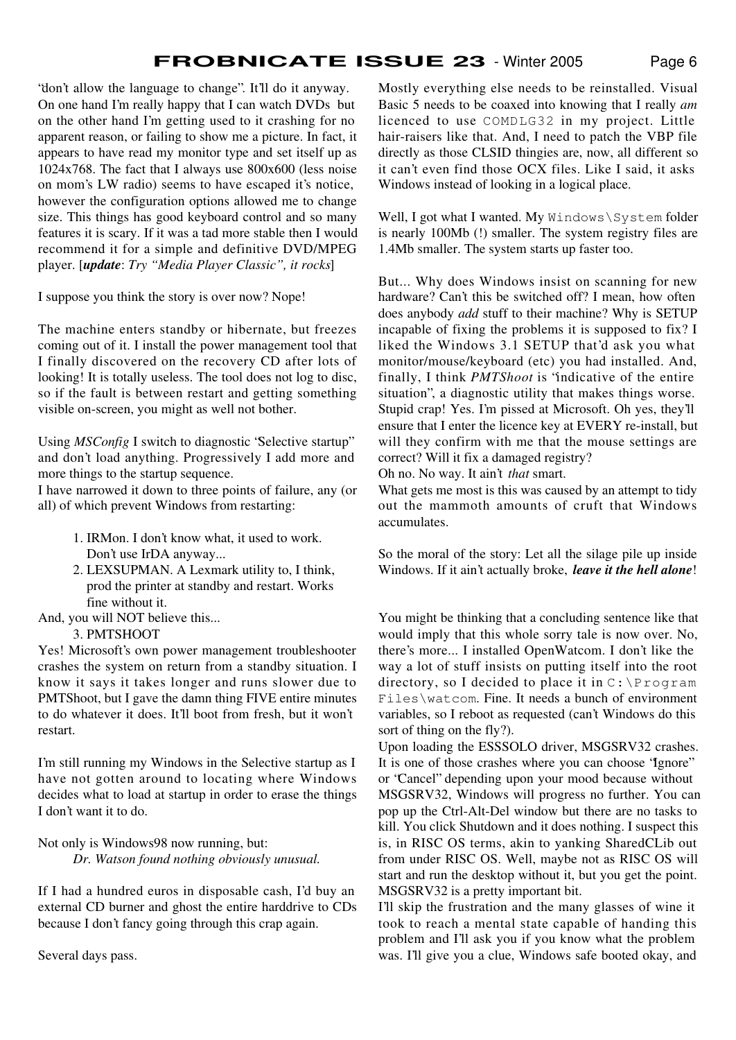"don't allow the language to change". It'll do it anyway. On one hand I'm really happy that I can watch DVDs but on the other hand I'm getting used to it crashing for no apparent reason, or failing to show me a picture. In fact, it appears to have read my monitor type and set itself up as 1024x768. The fact that I always use 800x600 (less noise on mom's LW radio) seems to have escaped it's notice, however the configuration options allowed me to change size. This things has good keyboard control and so many features it is scary. If it was a tad more stable then I would recommend it for a simple and definitive DVD/MPEG player. [***update***: *Try "Media Player Classic", it rocks*]

I suppose you think the story is over now? Nope!

The machine enters standby or hibernate, but freezes coming out of it. I install the power management tool that I finally discovered on the recovery CD after lots of looking! It is totally useless. The tool does not log to disc, so if the fault is between restart and getting something visible on-screen, you might as well not bother.

Using *MSConfig* I switch to diagnostic 'Selective startup" and don't load anything. Progressively I add more and more things to the startup sequence.
I have narrowed it down to three points of failure, any (or all) of which prevent Windows from restarting:

1. IRMon. I don't know what, it used to work. Don't use IrDA anyway...
2. LEXSUPMAN. A Lexmark utility to, I think, prod the printer at standby and restart. Works fine without it.

And, you will NOT believe this...

3. PMTSHOOT

Yes! Microsoft's own power management troubleshooter crashes the system on return from a standby situation. I know it says it takes longer and runs slower due to PMTShoot, but I gave the damn thing FIVE entire minutes to do whatever it does. It'll boot from fresh, but it won't restart.

I'm still running my Windows in the Selective startup as I have not gotten around to locating where Windows decides what to load at startup in order to erase the things I don't want it to do.

Not only is Windows98 now running, but:
*Dr. Watson found nothing obviously unusual.*

If I had a hundred euros in disposable cash, I'd buy an external CD burner and ghost the entire harddrive to CDs because I don't fancy going through this crap again.

Several days pass.

Mostly everything else needs to be reinstalled. Visual Basic 5 needs to be coaxed into knowing that I really *am* licenced to use `COMDLG32` in my project. Little hair-raisers like that. And, I need to patch the VBP file directly as those CLSID thingies are, now, all different so it can't even find those OCX files. Like I said, it asks Windows instead of looking in a logical place.

Well, I got what I wanted. My `Windows\System` folder is nearly 100Mb (!) smaller. The system registry files are 1.4Mb smaller. The system starts up faster too.

But... Why does Windows insist on scanning for new hardware? Can't this be switched off? I mean, how often does anybody *add* stuff to their machine? Why is SETUP incapable of fixing the problems it is supposed to fix? I liked the Windows 3.1 SETUP that'd ask you what monitor/mouse/keyboard (etc) you had installed. And, finally, I think *PMTShoot* is "indicative of the entire situation", a diagnostic utility that makes things worse. Stupid crap! Yes. I'm pissed at Microsoft. Oh yes, they'll ensure that I enter the licence key at EVERY re-install, but will they confirm with me that the mouse settings are correct? Will it fix a damaged registry?
Oh no. No way. It ain't *that* smart.
What gets me most is this was caused by an attempt to tidy out the mammoth amounts of cruft that Windows accumulates.

So the moral of the story: Let all the silage pile up inside Windows. If it ain't actually broke, ***leave it the hell alone***!

You might be thinking that a concluding sentence like that would imply that this whole sorry tale is now over. No, there's more... I installed OpenWatcom. I don't like the way a lot of stuff insists on putting itself into the root directory, so I decided to place it in `C:\Program Files\watcom`. Fine. It needs a bunch of environment variables, so I reboot as requested (can't Windows do this sort of thing on the fly?).
Upon loading the ESSSOLO driver, MSGSRV32 crashes. It is one of those crashes where you can choose "Ignore" or "Cancel" depending upon your mood because without MSGSRV32, Windows will progress no further. You can pop up the Ctrl-Alt-Del window but there are no tasks to kill. You click Shutdown and it does nothing. I suspect this is, in RISC OS terms, akin to yanking SharedCLib out from under RISC OS. Well, maybe not as RISC OS will start and run the desktop without it, but you get the point. MSGSRV32 is a pretty important bit.
I'll skip the frustration and the many glasses of wine it took to reach a mental state capable of handing this problem and I'll ask you if you know what the problem was. I'll give you a clue, Windows safe booted okay, and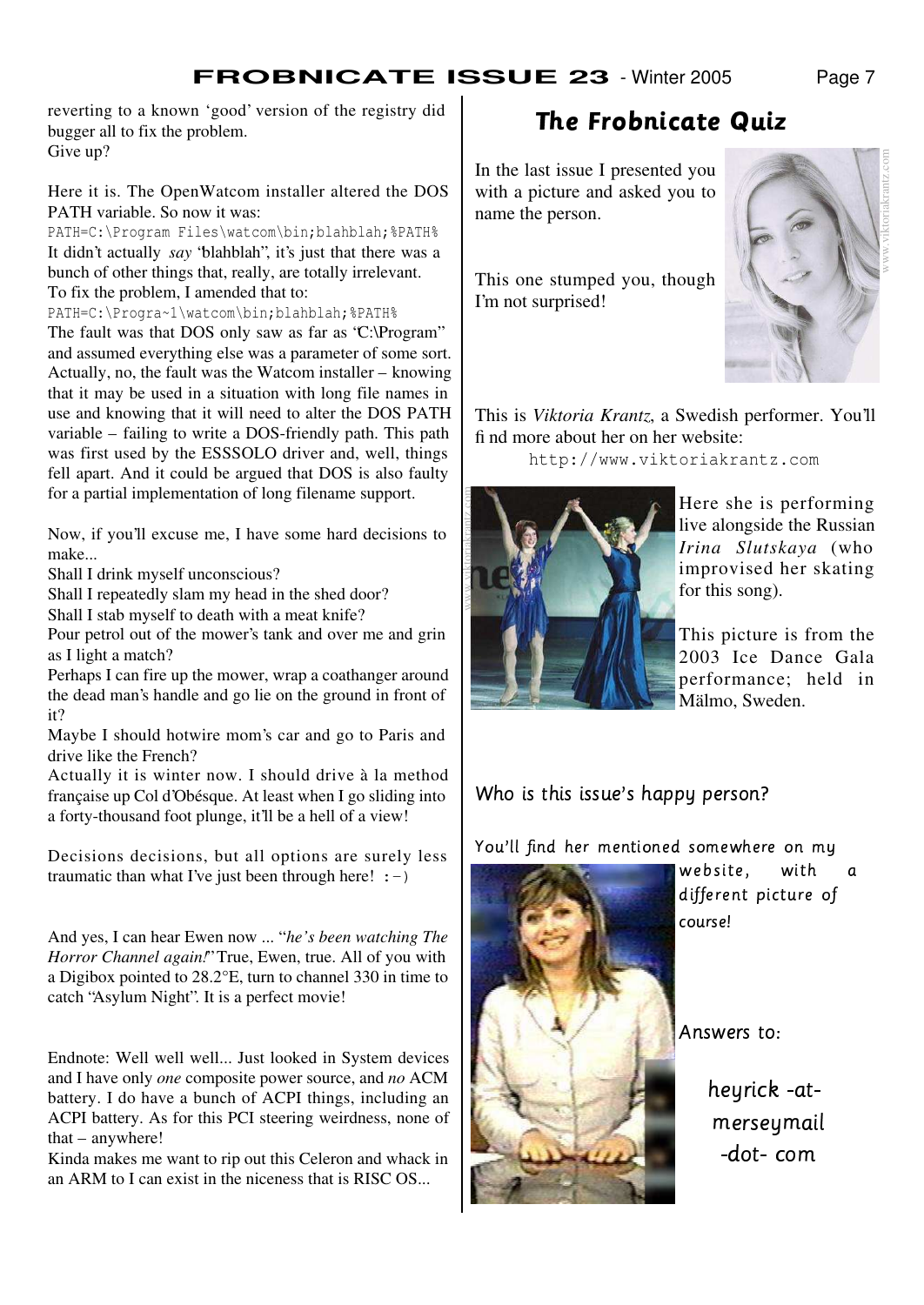reverting to a known 'good' version of the registry did bugger all to fix the problem.
Give up?

Here it is. The OpenWatcom installer altered the DOS PATH variable. So now it was:

```
PATH=C:\Program Files\watcom\bin;blahblah;%PATH%
```

It didn't actually *say* 'blahblah", it's just that there was a bunch of other things that, really, are totally irrelevant.
To fix the problem, I amended that to:

```
PATH=C:\Progra~1\watcom\bin;blahblah;%PATH%
```

The fault was that DOS only saw as far as 'C:\Program" and assumed everything else was a parameter of some sort. Actually, no, the fault was the Watcom installer – knowing that it may be used in a situation with long file names in use and knowing that it will need to alter the DOS PATH variable – failing to write a DOS-friendly path. This path was first used by the ESSSOLO driver and, well, things fell apart. And it could be argued that DOS is also faulty for a partial implementation of long filename support.

Now, if you'll excuse me, I have some hard decisions to make...
Shall I drink myself unconscious?
Shall I repeatedly slam my head in the shed door?
Shall I stab myself to death with a meat knife?
Pour petrol out of the mower's tank and over me and grin as I light a match?
Perhaps I can fire up the mower, wrap a coathanger around the dead man's handle and go lie on the ground in front of it?
Maybe I should hotwire mom's car and go to Paris and drive like the French?
Actually it is winter now. I should drive à la method française up Col d'Obésque. At least when I go sliding into a forty-thousand foot plunge, it'll be a hell of a view!

Decisions decisions, but all options are surely less traumatic than what I've just been through here! :-)

And yes, I can hear Ewen now ... "*he's been watching The Horror Channel again!*" True, Ewen, true. All of you with a Digibox pointed to 28.2°E, turn to channel 330 in time to catch "Asylum Night". It is a perfect movie!

Endnote: Well well well... Just looked in System devices and I have only *one* composite power source, and *no* ACM battery. I do have a bunch of ACPI things, including an ACPI battery. As for this PCI steering weirdness, none of that – anywhere!
Kinda makes me want to rip out this Celeron and whack in an ARM to I can exist in the niceness that is RISC OS...

## The Frobnicate Quiz

In the last issue I presented you with a picture and asked you to name the person.

This one stumped you, though I'm not surprised!

This is *Viktoria Krantz*, a Swedish performer. You'll find more about her on her website:

http://www.viktoriakrantz.com

Here she is performing live alongside the Russian *Irina Slutskaya* (who improvised her skating for this song).

This picture is from the 2003 Ice Dance Gala performance; held in Mälmo, Sweden.

### Who is this issue's happy person?

You'll find her mentioned somewhere on my website, with a different picture of course!

Answers to:

heyrick -at- merseymail -dot- com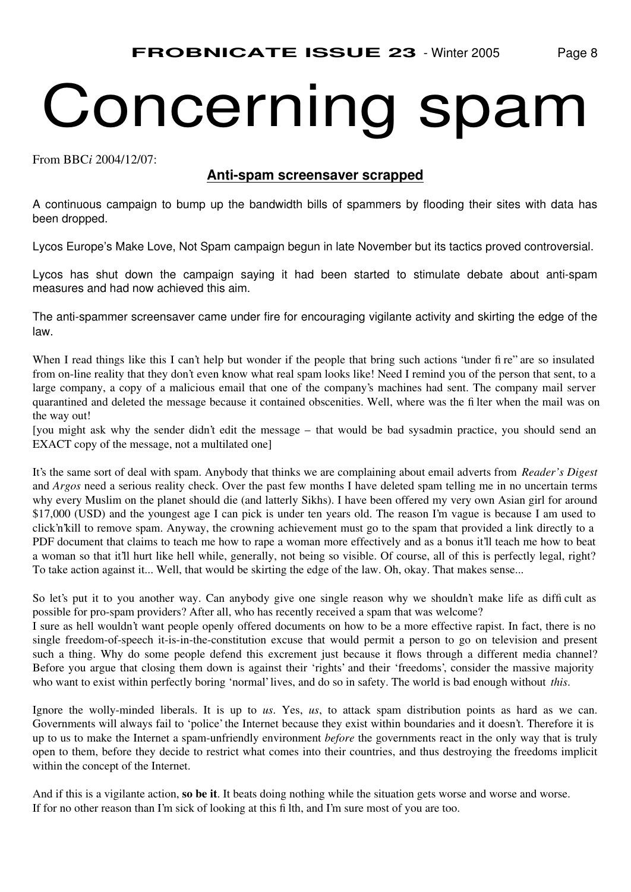# Concerning spam

From BBC*i* 2004/12/07:

## Anti-spam screensaver scrapped

A continuous campaign to bump up the bandwidth bills of spammers by flooding their sites with data has been dropped.

Lycos Europe's Make Love, Not Spam campaign begun in late November but its tactics proved controversial.

Lycos has shut down the campaign saying it had been started to stimulate debate about anti-spam measures and had now achieved this aim.

The anti-spammer screensaver came under fire for encouraging vigilante activity and skirting the edge of the law.

When I read things like this I can't help but wonder if the people that bring such actions "under fire" are so insulated from on-line reality that they don't even know what real spam looks like! Need I remind you of the person that sent, to a large company, a copy of a malicious email that one of the company's machines had sent. The company mail server quarantined and deleted the message because it contained obscenities. Well, where was the filter when the mail was on the way out!
[you might ask why the sender didn't edit the message – that would be bad sysadmin practice, you should send an EXACT copy of the message, not a multilated one]

It's the same sort of deal with spam. Anybody that thinks we are complaining about email adverts from *Reader's Digest* and *Argos* need a serious reality check. Over the past few months I have deleted spam telling me in no uncertain terms why every Muslim on the planet should die (and latterly Sikhs). I have been offered my very own Asian girl for around $17,000 (USD) and the youngest age I can pick is under ten years old. The reason I'm vague is because I am used to click'n'kill to remove spam. Anyway, the crowning achievement must go to the spam that provided a link directly to a PDF document that claims to teach me how to rape a woman more effectively and as a bonus it'll teach me how to beat a woman so that it'll hurt like hell while, generally, not being so visible. Of course, all of this is perfectly legal, right? To take action against it... Well, that would be skirting the edge of the law. Oh, okay. That makes sense...

So let's put it to you another way. Can anybody give one single reason why we shouldn't make life as difficult as possible for pro-spam providers? After all, who has recently received a spam that was welcome?
I sure as hell wouldn't want people openly offered documents on how to be a more effective rapist. In fact, there is no single freedom-of-speech it-is-in-the-constitution excuse that would permit a person to go on television and present such a thing. Why do some people defend this excrement just because it flows through a different media channel? Before you argue that closing them down is against their 'rights' and their 'freedoms', consider the massive majority who want to exist within perfectly boring 'normal' lives, and do so in safety. The world is bad enough without *this*.

Ignore the wolly-minded liberals. It is up to *us*. Yes, *us*, to attack spam distribution points as hard as we can. Governments will always fail to 'police' the Internet because they exist within boundaries and it doesn't. Therefore it is up to us to make the Internet a spam-unfriendly environment *before* the governments react in the only way that is truly open to them, before they decide to restrict what comes into their countries, and thus destroying the freedoms implicit within the concept of the Internet.

And if this is a vigilante action, **so be it**. It beats doing nothing while the situation gets worse and worse and worse.
If for no other reason than I'm sick of looking at this filth, and I'm sure most of you are too.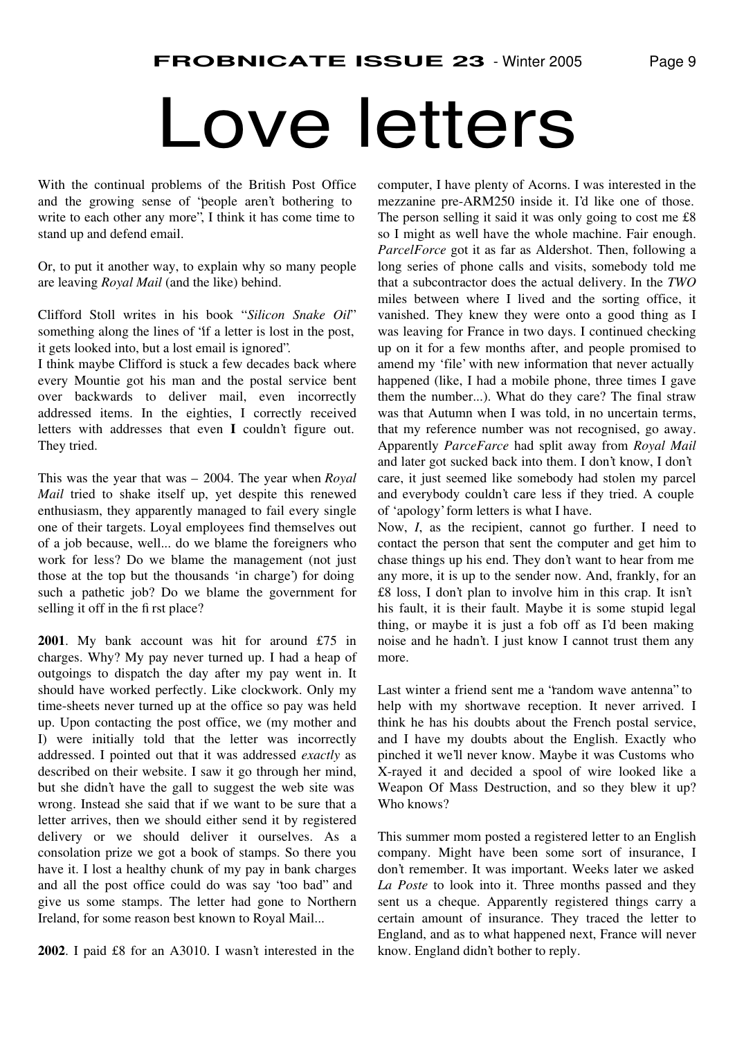# Love letters

With the continual problems of the British Post Office and the growing sense of "people aren't bothering to write to each other any more", I think it has come time to stand up and defend email.

Or, to put it another way, to explain why so many people are leaving *Royal Mail* (and the like) behind.

Clifford Stoll writes in his book "*Silicon Snake Oil*" something along the lines of "if a letter is lost in the post, it gets looked into, but a lost email is ignored".
I think maybe Clifford is stuck a few decades back where every Mountie got his man and the postal service bent over backwards to deliver mail, even incorrectly addressed items. In the eighties, I correctly received letters with addresses that even **I** couldn't figure out. They tried.

This was the year that was – 2004. The year when *Royal Mail* tried to shake itself up, yet despite this renewed enthusiasm, they apparently managed to fail every single one of their targets. Loyal employees find themselves out of a job because, well... do we blame the foreigners who work for less? Do we blame the management (not just those at the top but the thousands 'in charge') for doing such a pathetic job? Do we blame the government for selling it off in the first place?

**2001**. My bank account was hit for around £75 in charges. Why? My pay never turned up. I had a heap of outgoings to dispatch the day after my pay went in. It should have worked perfectly. Like clockwork. Only my time-sheets never turned up at the office so pay was held up. Upon contacting the post office, we (my mother and I) were initially told that the letter was incorrectly addressed. I pointed out that it was addressed *exactly* as described on their website. I saw it go through her mind, but she didn't have the gall to suggest the web site was wrong. Instead she said that if we want to be sure that a letter arrives, then we should either send it by registered delivery or we should deliver it ourselves. As a consolation prize we got a book of stamps. So there you have it. I lost a healthy chunk of my pay in bank charges and all the post office could do was say "too bad" and give us some stamps. The letter had gone to Northern Ireland, for some reason best known to Royal Mail...

**2002**. I paid £8 for an A3010. I wasn't interested in the computer, I have plenty of Acorns. I was interested in the mezzanine pre-ARM250 inside it. I'd like one of those. The person selling it said it was only going to cost me £8 so I might as well have the whole machine. Fair enough. *ParcelForce* got it as far as Aldershot. Then, following a long series of phone calls and visits, somebody told me that a subcontractor does the actual delivery. In the *TWO* miles between where I lived and the sorting office, it vanished. They knew they were onto a good thing as I was leaving for France in two days. I continued checking up on it for a few months after, and people promised to amend my 'file' with new information that never actually happened (like, I had a mobile phone, three times I gave them the number...). What do they care? The final straw was that Autumn when I was told, in no uncertain terms, that my reference number was not recognised, go away. Apparently *ParceFarce* had split away from *Royal Mail* and later got sucked back into them. I don't know, I don't care, it just seemed like somebody had stolen my parcel and everybody couldn't care less if they tried. A couple of 'apology' form letters is what I have.
Now, *I*, as the recipient, cannot go further. I need to contact the person that sent the computer and get him to chase things up his end. They don't want to hear from me any more, it is up to the sender now. And, frankly, for an £8 loss, I don't plan to involve him in this crap. It isn't his fault, it is their fault. Maybe it is some stupid legal thing, or maybe it is just a fob off as I'd been making noise and he hadn't. I just know I cannot trust them any more.

Last winter a friend sent me a "random wave antenna" to help with my shortwave reception. It never arrived. I think he has his doubts about the French postal service, and I have my doubts about the English. Exactly who pinched it we'll never know. Maybe it was Customs who X-rayed it and decided a spool of wire looked like a Weapon Of Mass Destruction, and so they blew it up? Who knows?

This summer mom posted a registered letter to an English company. Might have been some sort of insurance, I don't remember. It was important. Weeks later we asked *La Poste* to look into it. Three months passed and they sent us a cheque. Apparently registered things carry a certain amount of insurance. They traced the letter to England, and as to what happened next, France will never know. England didn't bother to reply.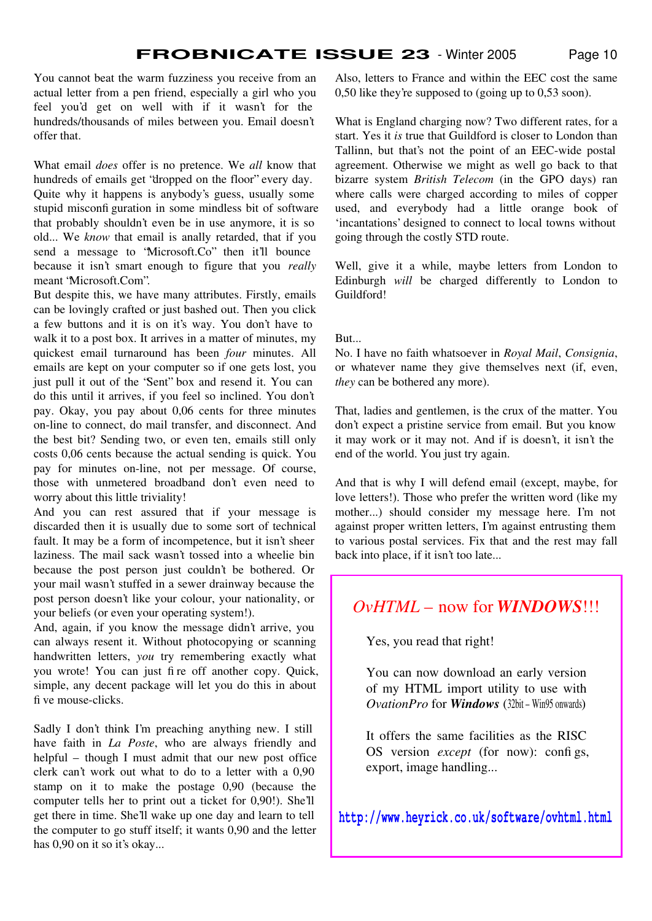You cannot beat the warm fuzziness you receive from an actual letter from a pen friend, especially a girl who you feel you'd get on well with if it wasn't for the hundreds/thousands of miles between you. Email doesn't offer that.

What email *does* offer is no pretence. We *all* know that hundreds of emails get "dropped on the floor" every day. Quite why it happens is anybody's guess, usually some stupid misconfiguration in some mindless bit of software that probably shouldn't even be in use anymore, it is so old... We *know* that email is anally retarded, that if you send a message to "Microsoft.Co" then it'll bounce because it isn't smart enough to figure that you *really* meant "Microsoft.Com".

But despite this, we have many attributes. Firstly, emails can be lovingly crafted or just bashed out. Then you click a few buttons and it is on it's way. You don't have to walk it to a post box. It arrives in a matter of minutes, my quickest email turnaround has been *four* minutes. All emails are kept on your computer so if one gets lost, you just pull it out of the "Sent" box and resend it. You can do this until it arrives, if you feel so inclined. You don't pay. Okay, you pay about 0,06 cents for three minutes on-line to connect, do mail transfer, and disconnect. And the best bit? Sending two, or even ten, emails still only costs 0,06 cents because the actual sending is quick. You pay for minutes on-line, not per message. Of course, those with unmetered broadband don't even need to worry about this little triviality!

And you can rest assured that if your message is discarded then it is usually due to some sort of technical fault. It may be a form of incompetence, but it isn't sheer laziness. The mail sack wasn't tossed into a wheelie bin because the post person just couldn't be bothered. Or your mail wasn't stuffed in a sewer drainway because the post person doesn't like your colour, your nationality, or your beliefs (or even your operating system!).

And, again, if you know the message didn't arrive, you can always resent it. Without photocopying or scanning handwritten letters, *you* try remembering exactly what you wrote! You can just fire off another copy. Quick, simple, any decent package will let you do this in about five mouse-clicks.

Sadly I don't think I'm preaching anything new. I still have faith in *La Poste*, who are always friendly and helpful – though I must admit that our new post office clerk can't work out what to do to a letter with a 0,90 stamp on it to make the postage 0,90 (because the computer tells her to print out a ticket for 0,90!). She'll get there in time. She'll wake up one day and learn to tell the computer to go stuff itself; it wants 0,90 and the letter has 0,90 on it so it's okay...

Also, letters to France and within the EEC cost the same 0,50 like they're supposed to (going up to 0,53 soon).

What is England charging now? Two different rates, for a start. Yes it *is* true that Guildford is closer to London than Tallinn, but that's not the point of an EEC-wide postal agreement. Otherwise we might as well go back to that bizarre system *British Telecom* (in the GPO days) ran where calls were charged according to miles of copper used, and everybody had a little orange book of 'incantations' designed to connect to local towns without going through the costly STD route.

Well, give it a while, maybe letters from London to Edinburgh *will* be charged differently to London to Guildford!

But...

No. I have no faith whatsoever in *Royal Mail*, *Consignia*, or whatever name they give themselves next (if, even, *they* can be bothered any more).

That, ladies and gentlemen, is the crux of the matter. You don't expect a pristine service from email. But you know it may work or it may not. And if is doesn't, it isn't the end of the world. You just try again.

And that is why I will defend email (except, maybe, for love letters!). Those who prefer the written word (like my mother...) should consider my message here. I'm not against proper written letters, I'm against entrusting them to various postal services. Fix that and the rest may fall back into place, if it isn't too late...

## *OvHTML* – now for ***WINDOWS***!!!

Yes, you read that right!

You can now download an early version of my HTML import utility to use with *OvationPro* for **Windows** (32bit – Win95 onwards)

It offers the same facilities as the RISC OS version *except* (for now): configs, export, image handling...

**http://www.heyrick.co.uk/software/ovhtml.html**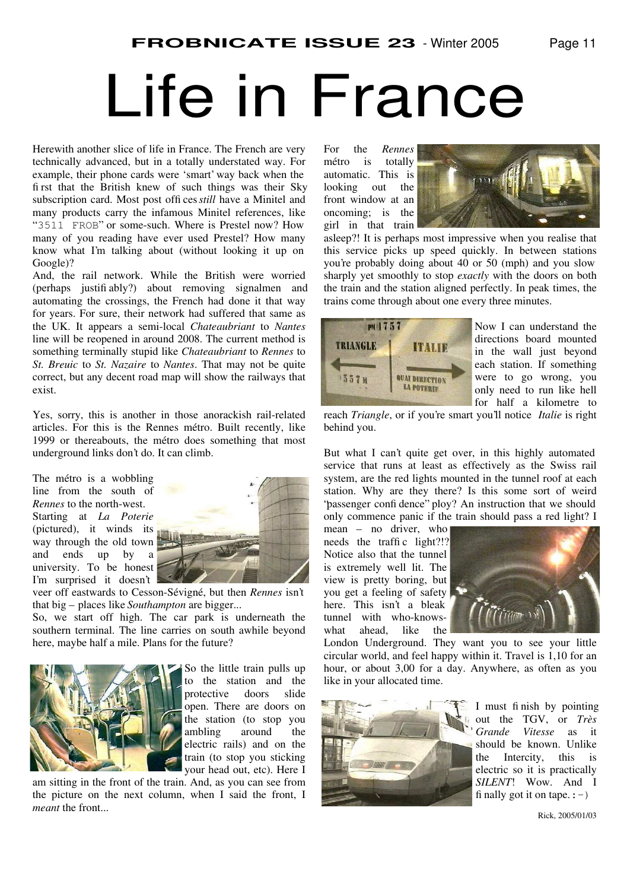# Life in France

Herewith another slice of life in France. The French are very technically advanced, but in a totally understated way. For example, their phone cards were 'smart' way back when the first that the British knew of such things was their Sky subscription card. Most post offices *still* have a Minitel and many products carry the infamous Minitel references, like "`3511 FROB`" or some-such. Where is Prestel now? How many of you reading have ever used Prestel? How many know what I'm talking about (without looking it up on Google)?

And, the rail network. While the British were worried (perhaps justifiably?) about removing signalmen and automating the crossings, the French had done it that way for years. For sure, their network had suffered that same as the UK. It appears a semi-local *Chateaubriant* to *Nantes* line will be reopened in around 2008. The current method is something terminally stupid like *Chateaubriant* to *Rennes* to *St. Breuic* to *St. Nazaire* to *Nantes*. That may not be quite correct, but any decent road map will show the railways that exist.

Yes, sorry, this is another in those anorackish rail-related articles. For this is the Rennes métro. Built recently, like 1999 or thereabouts, the métro does something that most underground links don't do. It can climb.

The métro is a wobbling line from the south of *Rennes* to the north-west. Starting at *La Poterie* (pictured), it winds its way through the old town and ends up by a university. To be honest I'm surprised it doesn't veer off eastwards to Cesson-Sévigné, but then *Rennes* isn't that big – places like *Southampton* are bigger...

So, we start off high. The car park is underneath the southern terminal. The line carries on south awhile beyond here, maybe half a mile. Plans for the future?

So the little train pulls up to the station and the protective doors slide open. There are doors on the station (to stop you ambling around the electric rails) and on the train (to stop you sticking your head out, etc). Here I am sitting in the front of the train. And, as you can see from the picture on the next column, when I said the front, I *meant* the front...

For the *Rennes* métro is totally automatic. This is looking out the front window at an oncoming; is the girl in that train asleep?! It is perhaps most impressive when you realise that this service picks up speed quickly. In between stations you're probably doing about 40 or 50 (mph) and you slow sharply yet smoothly to stop *exactly* with the doors on both the train and the station aligned perfectly. In peak times, the trains come through about one every three minutes.

Now I can understand the directions board mounted in the wall just beyond each station. If something were to go wrong, you only need to run like hell for half a kilometre to reach *Triangle*, or if you're smart you'll notice *Italie* is right behind you.

But what I can't quite get over, in this highly automated service that runs at least as effectively as the Swiss rail system, are the red lights mounted in the tunnel roof at each station. Why are they there? Is this some sort of weird "passenger confidence" ploy? An instruction that we should only commence panic if the train should pass a red light? I mean – no driver, who needs the traffic light?!? Notice also that the tunnel is extremely well lit. The view is pretty boring, but you get a feeling of safety here. This isn't a bleak tunnel with who-knows-what ahead, like the London Underground. They want you to see your little circular world, and feel happy within it. Travel is 1,10 for an hour, or about 3,00 for a day. Anywhere, as often as you like in your allocated time.

I must finish by pointing out the TGV, or *Très Grande Vitesse* as it should be known. Unlike the Intercity, this is electric so it is practically *SILENT*! Wow. And I finally got it on tape. :-)

Rick, 2005/01/03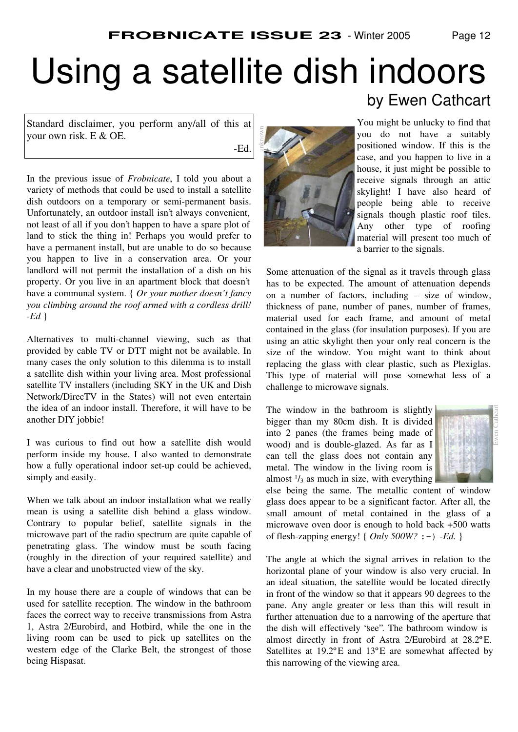# Using a satellite dish indoors

by Ewen Cathcart

Standard disclaimer, you perform any/all of this at your own risk. E & OE.

-Ed.

In the previous issue of *Frobnicate*, I told you about a variety of methods that could be used to install a satellite dish outdoors on a temporary or semi-permanent basis. Unfortunately, an outdoor install isn't always convenient, not least of all if you don't happen to have a spare plot of land to stick the thing in! Perhaps you would prefer to have a permanent install, but are unable to do so because you happen to live in a conservation area. Or your landlord will not permit the installation of a dish on his property. Or you live in an apartment block that doesn't have a communal system. { *Or your mother doesn't fancy you climbing around the roof armed with a cordless drill! -Ed* }

Alternatives to multi-channel viewing, such as that provided by cable TV or DTT might not be available. In many cases the only solution to this dilemma is to install a satellite dish within your living area. Most professional satellite TV installers (including SKY in the UK and Dish Network/DirecTV in the States) will not even entertain the idea of an indoor install. Therefore, it will have to be another DIY jobbie!

I was curious to find out how a satellite dish would perform inside my house. I also wanted to demonstrate how a fully operational indoor set-up could be achieved, simply and easily.

When we talk about an indoor installation what we really mean is using a satellite dish behind a glass window. Contrary to popular belief, satellite signals in the microwave part of the radio spectrum are quite capable of penetrating glass. The window must be south facing (roughly in the direction of your required satellite) and have a clear and unobstructed view of the sky.

In my house there are a couple of windows that can be used for satellite reception. The window in the bathroom faces the correct way to receive transmissions from Astra 1, Astra 2/Eurobird, and Hotbird, while the one in the living room can be used to pick up satellites on the western edge of the Clarke Belt, the strongest of those being Hispasat.

You might be unlucky to find that you do not have a suitably positioned window. If this is the case, and you happen to live in a house, it just might be possible to receive signals through an attic skylight! I have also heard of people being able to receive signals though plastic roof tiles. Any other type of roofing material will present too much of a barrier to the signals.

Some attenuation of the signal as it travels through glass has to be expected. The amount of attenuation depends on a number of factors, including – size of window, thickness of pane, number of panes, number of frames, material used for each frame, and amount of metal contained in the glass (for insulation purposes). If you are using an attic skylight then your only real concern is the size of the window. You might want to think about replacing the glass with clear plastic, such as Plexiglas. This type of material will pose somewhat less of a challenge to microwave signals.

The window in the bathroom is slightly bigger than my 80cm dish. It is divided into 2 panes (the frames being made of wood) and is double-glazed. As far as I can tell the glass does not contain any metal. The window in the living room is almost $^1/_3$ as much in size, with everything else being the same. The metallic content of window glass does appear to be a significant factor. After all, the small amount of metal contained in the glass of a microwave oven door is enough to hold back +500 watts of flesh-zapping energy! { *Only 500W?* :-) *-Ed.* }

The angle at which the signal arrives in relation to the horizontal plane of your window is also very crucial. In an ideal situation, the satellite would be located directly in front of the window so that it appears 90 degrees to the pane. Any angle greater or less than this will result in further attenuation due to a narrowing of the aperture that the dish will effectively "see". The bathroom window is almost directly in front of Astra 2/Eurobird at 28.2ºE. Satellites at 19.2ºE and 13ºE are somewhat affected by this narrowing of the viewing area.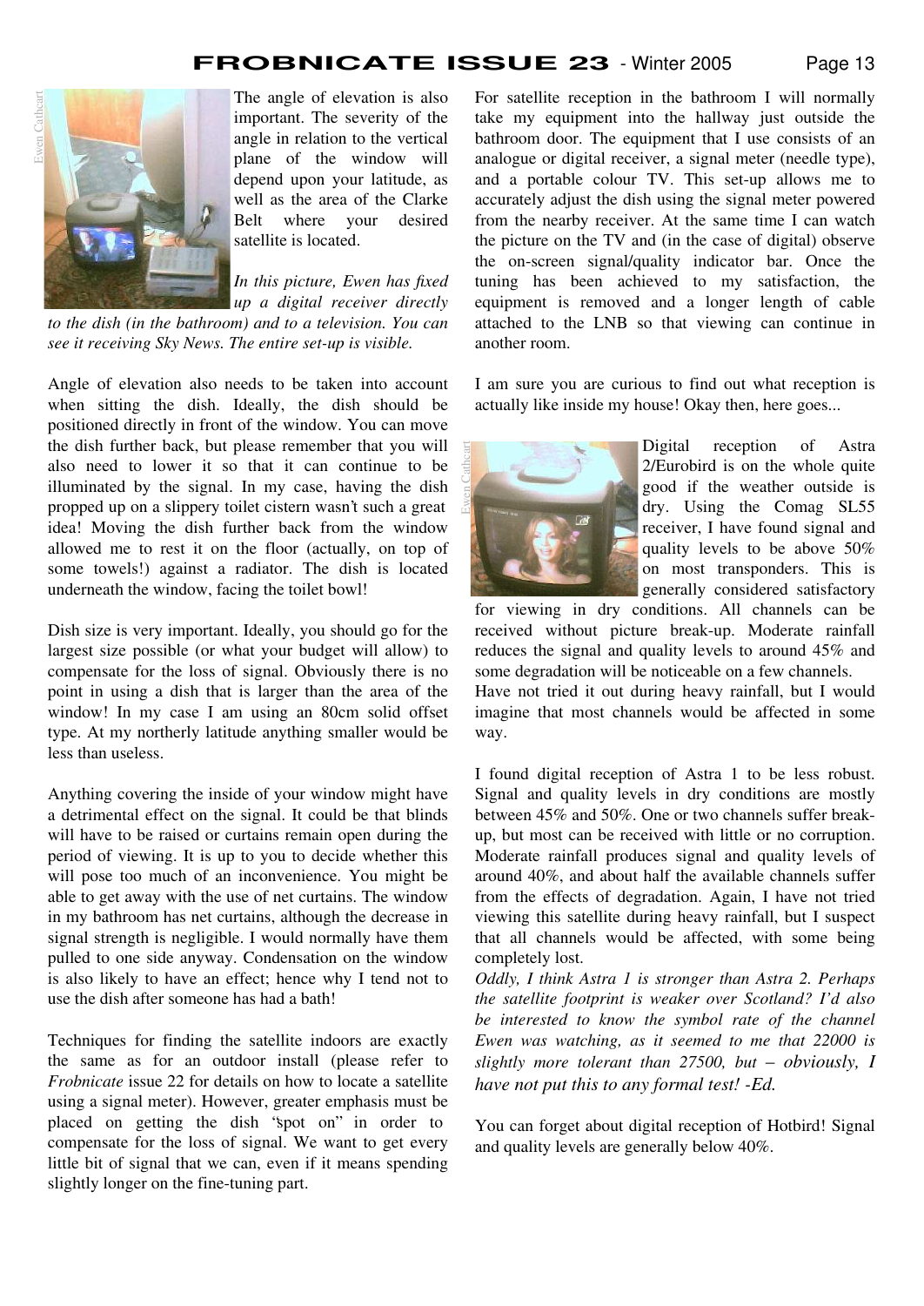The angle of elevation is also important. The severity of the angle in relation to the vertical plane of the window will depend upon your latitude, as well as the area of the Clarke Belt where your desired satellite is located.

*In this picture, Ewen has fixed up a digital receiver directly to the dish (in the bathroom) and to a television. You can see it receiving Sky News. The entire set-up is visible.*

Angle of elevation also needs to be taken into account when sitting the dish. Ideally, the dish should be positioned directly in front of the window. You can move the dish further back, but please remember that you will also need to lower it so that it can continue to be illuminated by the signal. In my case, having the dish propped up on a slippery toilet cistern wasn't such a great idea! Moving the dish further back from the window allowed me to rest it on the floor (actually, on top of some towels!) against a radiator. The dish is located underneath the window, facing the toilet bowl!

Dish size is very important. Ideally, you should go for the largest size possible (or what your budget will allow) to compensate for the loss of signal. Obviously there is no point in using a dish that is larger than the area of the window! In my case I am using an 80cm solid offset type. At my northerly latitude anything smaller would be less than useless.

Anything covering the inside of your window might have a detrimental effect on the signal. It could be that blinds will have to be raised or curtains remain open during the period of viewing. It is up to you to decide whether this will pose too much of an inconvenience. You might be able to get away with the use of net curtains. The window in my bathroom has net curtains, although the decrease in signal strength is negligible. I would normally have them pulled to one side anyway. Condensation on the window is also likely to have an effect; hence why I tend not to use the dish after someone has had a bath!

Techniques for finding the satellite indoors are exactly the same as for an outdoor install (please refer to *Frobnicate* issue 22 for details on how to locate a satellite using a signal meter). However, greater emphasis must be placed on getting the dish "spot on" in order to compensate for the loss of signal. We want to get every little bit of signal that we can, even if it means spending slightly longer on the fine-tuning part.

For satellite reception in the bathroom I will normally take my equipment into the hallway just outside the bathroom door. The equipment that I use consists of an analogue or digital receiver, a signal meter (needle type), and a portable colour TV. This set-up allows me to accurately adjust the dish using the signal meter powered from the nearby receiver. At the same time I can watch the picture on the TV and (in the case of digital) observe the on-screen signal/quality indicator bar. Once the tuning has been achieved to my satisfaction, the equipment is removed and a longer length of cable attached to the LNB so that viewing can continue in another room.

I am sure you are curious to find out what reception is actually like inside my house! Okay then, here goes...

Digital reception of Astra 2/Eurobird is on the whole quite good if the weather outside is dry. Using the Comag SL55 receiver, I have found signal and quality levels to be above 50% on most transponders. This is generally considered satisfactory for viewing in dry conditions. All channels can be received without picture break-up. Moderate rainfall reduces the signal and quality levels to around 45% and some degradation will be noticeable on a few channels.
Have not tried it out during heavy rainfall, but I would imagine that most channels would be affected in some way.

I found digital reception of Astra 1 to be less robust. Signal and quality levels in dry conditions are mostly between 45% and 50%. One or two channels suffer break-up, but most can be received with little or no corruption. Moderate rainfall produces signal and quality levels of around 40%, and about half the available channels suffer from the effects of degradation. Again, I have not tried viewing this satellite during heavy rainfall, but I suspect that all channels would be affected, with some being completely lost.
*Oddly, I think Astra 1 is stronger than Astra 2. Perhaps the satellite footprint is weaker over Scotland? I'd also be interested to know the symbol rate of the channel Ewen was watching, as it seemed to me that 22000 is slightly more tolerant than 27500, but – obviously, I have not put this to any formal test! -Ed.*

You can forget about digital reception of Hotbird! Signal and quality levels are generally below 40%.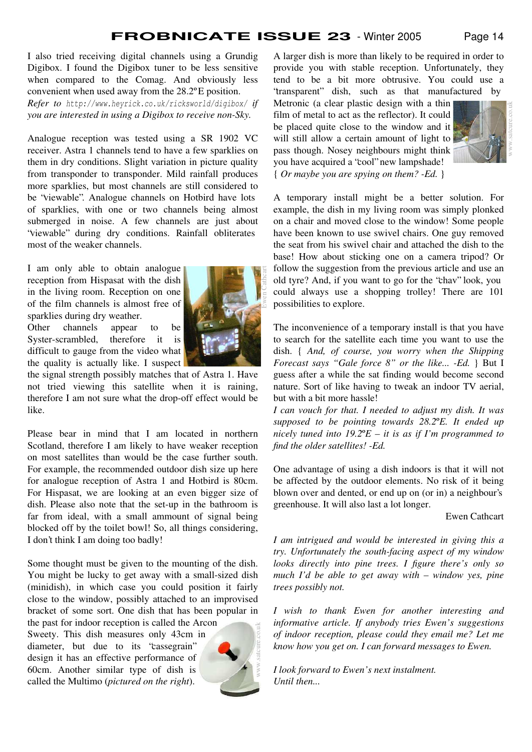I also tried receiving digital channels using a Grundig Digibox. I found the Digibox tuner to be less sensitive when compared to the Comag. And obviously less convenient when used away from the 28.2°E position.

*Refer to* `http://www.heyrick.co.uk/ricksworld/digibox/` *if you are interested in using a Digibox to receive non-Sky.*

Analogue reception was tested using a SR 1902 VC receiver. Astra 1 channels tend to have a few sparklies on them in dry conditions. Slight variation in picture quality from transponder to transponder. Mild rainfall produces more sparklies, but most channels are still considered to be "viewable". Analogue channels on Hotbird have lots of sparklies, with one or two channels being almost submerged in noise. A few channels are just about "viewable" during dry conditions. Rainfall obliterates most of the weaker channels.

I am only able to obtain analogue reception from Hispasat with the dish in the living room. Reception on one of the film channels is almost free of sparklies during dry weather.

Other channels appear to be Syster-scrambled, therefore it is difficult to gauge from the video what the quality is actually like. I suspect the signal strength possibly matches that of Astra 1. Have not tried viewing this satellite when it is raining, therefore I am not sure what the drop-off effect would be like.

Please bear in mind that I am located in northern Scotland, therefore I am likely to have weaker reception on most satellites than would be the case further south. For example, the recommended outdoor dish size up here for analogue reception of Astra 1 and Hotbird is 80cm. For Hispasat, we are looking at an even bigger size of dish. Please also note that the set-up in the bathroom is far from ideal, with a small ammount of signal being blocked off by the toilet bowl! So, all things considering, I don't think I am doing too badly!

Some thought must be given to the mounting of the dish. You might be lucky to get away with a small-sized dish (minidish), in which case you could position it fairly close to the window, possibly attached to an improvised bracket of some sort. One dish that has been popular in the past for indoor reception is called the Arcon Sweety. This dish measures only 43cm in diameter, but due to its "cassegrain" design it has an effective performance of 60cm. Another similar type of dish is called the Multimo (*pictured on the right*).

A larger dish is more than likely to be required in order to provide you with stable reception. Unfortunately, they tend to be a bit more obtrusive. You could use a "transparent" dish, such as that manufactured by Metronic (a clear plastic design with a thin film of metal to act as the reflector). It could be placed quite close to the window and it will still allow a certain amount of light to pass though. Nosey neighbours might think you have acquired a "cool" new lampshade!
{ *Or maybe you are spying on them? -Ed.* }

A temporary install might be a better solution. For example, the dish in my living room was simply plonked on a chair and moved close to the window! Some people have been known to use swivel chairs. One guy removed the seat from his swivel chair and attached the dish to the base! How about sticking one on a camera tripod? Or follow the suggestion from the previous article and use an old tyre? And, if you want to go for the "chav" look, you could always use a shopping trolley! There are 101 possibilities to explore.

The inconvenience of a temporary install is that you have to search for the satellite each time you want to use the dish. { *And, of course, you worry when the Shipping Forecast says "Gale force 8" or the like... -Ed.* } But I guess after a while the sat finding would become second nature. Sort of like having to tweak an indoor TV aerial, but with a bit more hassle!

*I can vouch for that. I needed to adjust my dish. It was supposed to be pointing towards 28.2°E. It ended up nicely tuned into 19.2°E – it is as if I'm programmed to find the older satellites! -Ed.*

One advantage of using a dish indoors is that it will not be affected by the outdoor elements. No risk of it being blown over and dented, or end up on (or in) a neighbour's greenhouse. It will also last a lot longer.

Ewen Cathcart

*I am intrigued and would be interested in giving this a try. Unfortunately the south-facing aspect of my window looks directly into pine trees. I figure there's only so much I'd be able to get away with – window yes, pine trees possibly not.*

*I wish to thank Ewen for another interesting and informative article. If anybody tries Ewen's suggestions of indoor reception, please could they email me? Let me know how you get on. I can forward messages to Ewen.*

*I look forward to Ewen's next instalment.*
*Until then...*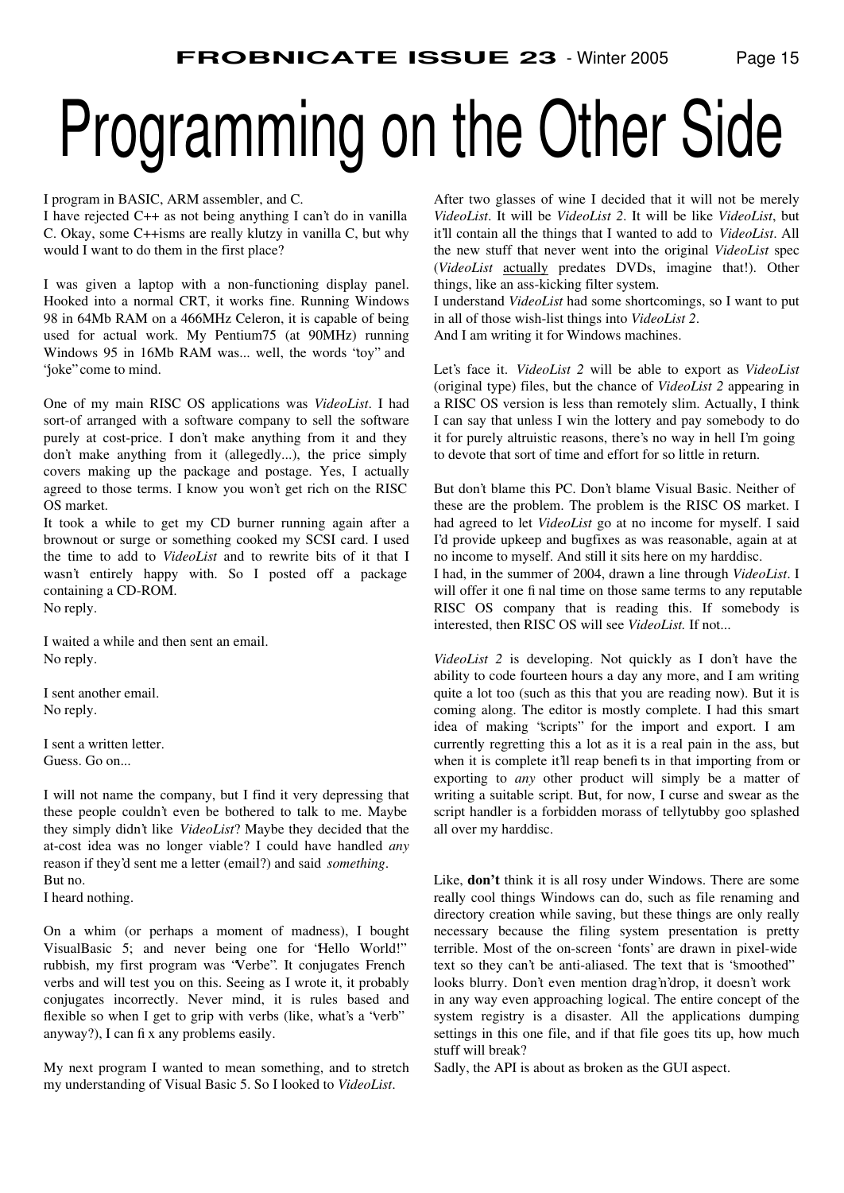# Programming on the Other Side

I program in BASIC, ARM assembler, and C.
I have rejected C++ as not being anything I can't do in vanilla C. Okay, some C++isms are really klutzy in vanilla C, but why would I want to do them in the first place?

I was given a laptop with a non-functioning display panel. Hooked into a normal CRT, it works fine. Running Windows 98 in 64Mb RAM on a 466MHz Celeron, it is capable of being used for actual work. My Pentium75 (at 90MHz) running Windows 95 in 16Mb RAM was... well, the words "toy" and "joke" come to mind.

One of my main RISC OS applications was *VideoList*. I had sort-of arranged with a software company to sell the software purely at cost-price. I don't make anything from it and they don't make anything from it (allegedly...), the price simply covers making up the package and postage. Yes, I actually agreed to those terms. I know you won't get rich on the RISC OS market.
It took a while to get my CD burner running again after a brownout or surge or something cooked my SCSI card. I used the time to add to *VideoList* and to rewrite bits of it that I wasn't entirely happy with. So I posted off a package containing a CD-ROM.
No reply.

I waited a while and then sent an email.
No reply.

I sent another email.
No reply.

I sent a written letter.
Guess. Go on...

I will not name the company, but I find it very depressing that these people couldn't even be bothered to talk to me. Maybe they simply didn't like *VideoList*? Maybe they decided that the at-cost idea was no longer viable? I could have handled *any* reason if they'd sent me a letter (email?) and said *something*.
But no.
I heard nothing.

On a whim (or perhaps a moment of madness), I bought VisualBasic 5; and never being one for "Hello World!" rubbish, my first program was "Verbe". It conjugates French verbs and will test you on this. Seeing as I wrote it, it probably conjugates incorrectly. Never mind, it is rules based and flexible so when I get to grip with verbs (like, what's a "verb" anyway?), I can fix any problems easily.

My next program I wanted to mean something, and to stretch my understanding of Visual Basic 5. So I looked to *VideoList*.

After two glasses of wine I decided that it will not be merely *VideoList*. It will be *VideoList 2*. It will be like *VideoList*, but it'll contain all the things that I wanted to add to *VideoList*. All the new stuff that never went into the original *VideoList* spec (*VideoList* <u>actually</u> predates DVDs, imagine that!). Other things, like an ass-kicking filter system.
I understand *VideoList* had some shortcomings, so I want to put in all of those wish-list things into *VideoList 2*.
And I am writing it for Windows machines.

Let's face it. *VideoList 2* will be able to export as *VideoList* (original type) files, but the chance of *VideoList 2* appearing in a RISC OS version is less than remotely slim. Actually, I think I can say that unless I win the lottery and pay somebody to do it for purely altruistic reasons, there's no way in hell I'm going to devote that sort of time and effort for so little in return.

But don't blame this PC. Don't blame Visual Basic. Neither of these are the problem. The problem is the RISC OS market. I had agreed to let *VideoList* go at no income for myself. I said I'd provide upkeep and bugfixes as was reasonable, again at at no income to myself. And still it sits here on my harddisc.
I had, in the summer of 2004, drawn a line through *VideoList*. I will offer it one final time on those same terms to any reputable RISC OS company that is reading this. If somebody is interested, then RISC OS will see *VideoList.* If not...

*VideoList 2* is developing. Not quickly as I don't have the ability to code fourteen hours a day any more, and I am writing quite a lot too (such as this that you are reading now). But it is coming along. The editor is mostly complete. I had this smart idea of making "scripts" for the import and export. I am currently regretting this a lot as it is a real pain in the ass, but when it is complete it'll reap benefits in that importing from or exporting to *any* other product will simply be a matter of writing a suitable script. But, for now, I curse and swear as the script handler is a forbidden morass of tellytubby goo splashed all over my harddisc.

Like, **don't** think it is all rosy under Windows. There are some really cool things Windows can do, such as file renaming and directory creation while saving, but these things are only really necessary because the filing system presentation is pretty terrible. Most of the on-screen 'fonts' are drawn in pixel-wide text so they can't be anti-aliased. The text that is "smoothed" looks blurry. Don't even mention drag'n'drop, it doesn't work in any way even approaching logical. The entire concept of the system registry is a disaster. All the applications dumping settings in this one file, and if that file goes tits up, how much stuff will break?
Sadly, the API is about as broken as the GUI aspect.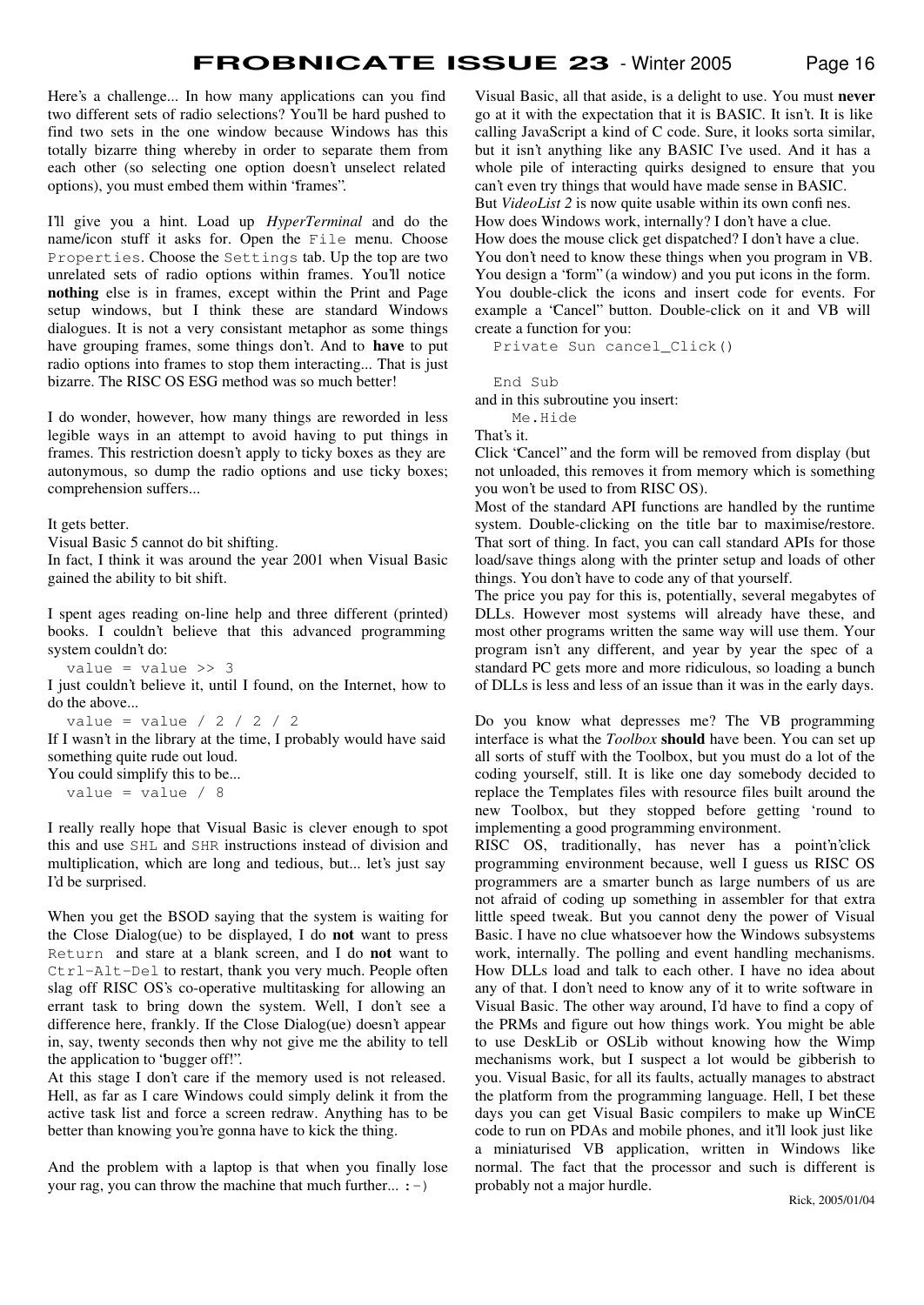Here's a challenge... In how many applications can you find two different sets of radio selections? You'll be hard pushed to find two sets in the one window because Windows has this totally bizarre thing whereby in order to separate them from each other (so selecting one option doesn't unselect related options), you must embed them within "frames".

I'll give you a hint. Load up *HyperTerminal* and do the name/icon stuff it asks for. Open the `File` menu. Choose `Properties`. Choose the `Settings` tab. Up the top are two unrelated sets of radio options within frames. You'll notice **nothing** else is in frames, except within the Print and Page setup windows, but I think these are standard Windows dialogues. It is not a very consistant metaphor as some things have grouping frames, some things don't. And to **have** to put radio options into frames to stop them interacting... That is just bizarre. The RISC OS ESG method was so much better!

I do wonder, however, how many things are reworded in less legible ways in an attempt to avoid having to put things in frames. This restriction doesn't apply to ticky boxes as they are autonymous, so dump the radio options and use ticky boxes; comprehension suffers...

It gets better.
Visual Basic 5 cannot do bit shifting.
In fact, I think it was around the year 2001 when Visual Basic gained the ability to bit shift.

I spent ages reading on-line help and three different (printed) books. I couldn't believe that this advanced programming system couldn't do:

```
value = value >> 3
```

I just couldn't believe it, until I found, on the Internet, how to do the above...

```
value = value / 2 / 2 / 2
```

If I wasn't in the library at the time, I probably would have said something quite rude out loud.
You could simplify this to be...

```
value = value / 8
```

I really really hope that Visual Basic is clever enough to spot this and use `SHL` and `SHR` instructions instead of division and multiplication, which are long and tedious, but... let's just say I'd be surprised.

When you get the BSOD saying that the system is waiting for the Close Dialog(ue) to be displayed, I do **not** want to press `Return` and stare at a blank screen, and I do **not** want to `Ctrl-Alt-Del` to restart, thank you very much. People often slag off RISC OS's co-operative multitasking for allowing an errant task to bring down the system. Well, I don't see a difference here, frankly. If the Close Dialog(ue) doesn't appear in, say, twenty seconds then why not give me the ability to tell the application to "bugger off!".
At this stage I don't care if the memory used is not released. Hell, as far as I care Windows could simply delink it from the active task list and force a screen redraw. Anything has to be better than knowing you're gonna have to kick the thing.

And the problem with a laptop is that when you finally lose your rag, you can throw the machine that much further... `:-)`

Visual Basic, all that aside, is a delight to use. You must **never** go at it with the expectation that it is BASIC. It isn't. It is like calling JavaScript a kind of C code. Sure, it looks sorta similar, but it isn't anything like any BASIC I've used. And it has a whole pile of interacting quirks designed to ensure that you can't even try things that would have made sense in BASIC.
But *VideoList 2* is now quite usable within its own confines.
How does Windows work, internally? I don't have a clue.
How does the mouse click get dispatched? I don't have a clue.
You don't need to know these things when you program in VB.
You design a "form" (a window) and you put icons in the form. You double-click the icons and insert code for events. For example a "Cancel" button. Double-click on it and VB will create a function for you:

```
Private Sun cancel_Click()

End Sub
```

and in this subroutine you insert:

```
Me.Hide
```

That's it.
Click "Cancel" and the form will be removed from display (but not unloaded, this removes it from memory which is something you won't be used to from RISC OS).
Most of the standard API functions are handled by the runtime system. Double-clicking on the title bar to maximise/restore. That sort of thing. In fact, you can call standard APIs for those load/save things along with the printer setup and loads of other things. You don't have to code any of that yourself.
The price you pay for this is, potentially, several megabytes of DLLs. However most systems will already have these, and most other programs written the same way will use them. Your program isn't any different, and year by year the spec of a standard PC gets more and more ridiculous, so loading a bunch of DLLs is less and less of an issue than it was in the early days.

Do you know what depresses me? The VB programming interface is what the *Toolbox* **should** have been. You can set up all sorts of stuff with the Toolbox, but you must do a lot of the coding yourself, still. It is like one day somebody decided to replace the Templates files with resource files built around the new Toolbox, but they stopped before getting 'round to implementing a good programming environment.
RISC OS, traditionally, has never has a point'n'click programming environment because, well I guess us RISC OS programmers are a smarter bunch as large numbers of us are not afraid of coding up something in assembler for that extra little speed tweak. But you cannot deny the power of Visual Basic. I have no clue whatsoever how the Windows subsystems work, internally. The polling and event handling mechanisms. How DLLs load and talk to each other. I have no idea about any of that. I don't need to know any of it to write software in Visual Basic. The other way around, I'd have to find a copy of the PRMs and figure out how things work. You might be able to use DeskLib or OSLib without knowing how the Wimp mechanisms work, but I suspect a lot would be gibberish to you. Visual Basic, for all its faults, actually manages to abstract the platform from the programming language. Hell, I bet these days you can get Visual Basic compilers to make up WinCE code to run on PDAs and mobile phones, and it'll look just like a miniaturised VB application, written in Windows like normal. The fact that the processor and such is different is probably not a major hurdle.

Rick, 2005/01/04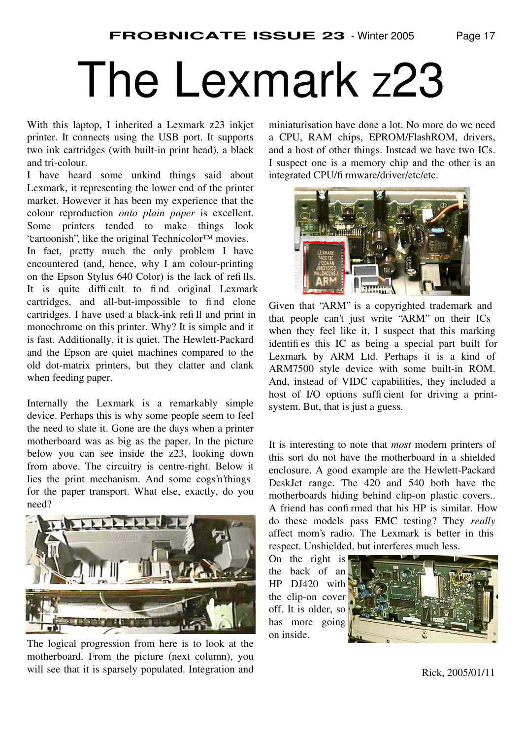# The Lexmark z23

With this laptop, I inherited a Lexmark z23 inkjet printer. It connects using the USB port. It supports two ink cartridges (with built-in print head), a black and tri-colour.

I have heard some unkind things said about Lexmark, it representing the lower end of the printer market. However it has been my experience that the colour reproduction *onto plain paper* is excellent. Some printers tended to make things look "cartoonish", like the original Technicolor™ movies.

In fact, pretty much the only problem I have encountered (and, hence, why I am colour-printing on the Epson Stylus 640 Color) is the lack of refills. It is quite difficult to find original Lexmark cartridges, and all-but-impossible to find clone cartridges. I have used a black-ink refill and print in monochrome on this printer. Why? It is simple and it is fast. Additionally, it is quiet. The Hewlett-Packard and the Epson are quiet machines compared to the old dot-matrix printers, but they clatter and clank when feeding paper.

Internally the Lexmark is a remarkably simple device. Perhaps this is why some people seem to feel the need to slate it. Gone are the days when a printer motherboard was as big as the paper. In the picture below you can see inside the z23, looking down from above. The circuitry is centre-right. Below it lies the print mechanism. And some cogs'n'things for the paper transport. What else, exactly, do you need?

The logical progression from here is to look at the motherboard. From the picture (next column), you will see that it is sparsely populated. Integration and miniaturisation have done a lot. No more do we need a CPU, RAM chips, EPROM/FlashROM, drivers, and a host of other things. Instead we have two ICs. I suspect one is a memory chip and the other is an integrated CPU/firmware/driver/etc/etc.

Given that "ARM" is a copyrighted trademark and that people can't just write "ARM" on their ICs when they feel like it, I suspect that this marking identifies this IC as being a special part built for Lexmark by ARM Ltd. Perhaps it is a kind of ARM7500 style device with some built-in ROM. And, instead of VIDC capabilities, they included a host of I/O options sufficient for driving a print-system. But, that is just a guess.

It is interesting to note that *most* modern printers of this sort do not have the motherboard in a shielded enclosure. A good example are the Hewlett-Packard DeskJet range. The 420 and 540 both have the motherboards hiding behind clip-on plastic covers.. A friend has confirmed that his HP is similar. How do these models pass EMC testing? They *really* affect mom's radio. The Lexmark is better in this respect. Unshielded, but interferes much less.

On the right is the back of an HP DJ420 with the clip-on cover off. It is older, so has more going on inside.

Rick, 2005/01/11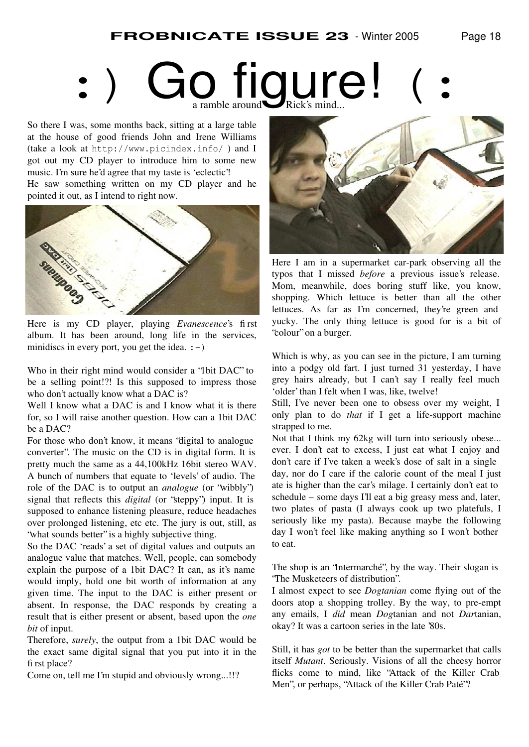# :) Go figure! (:

a ramble around Rick's mind...

So there I was, some months back, sitting at a large table at the house of good friends John and Irene Williams (take a look at `http://www.picindex.info/` ) and I got out my CD player to introduce him to some new music. I'm sure he'd agree that my taste is 'eclectic'!
He saw something written on my CD player and he pointed it out, as I intend to right now.

Here is my CD player, playing *Evanescence*'s first album. It has been around, long life in the services, minidiscs in every port, you get the idea. :-)

Who in their right mind would consider a "1bit DAC" to be a selling point!?! Is this supposed to impress those who don't actually know what a DAC is?
Well I know what a DAC is and I know what it is there for, so I will raise another question. How can a 1bit DAC be a DAC?
For those who don't know, it means "digital to analogue converter". The music on the CD is in digital form. It is pretty much the same as a 44,100kHz 16bit stereo WAV. A bunch of numbers that equate to 'levels' of audio. The role of the DAC is to output an *analogue* (or "wibbly") signal that reflects this *digital* (or "steppy") input. It is supposed to enhance listening pleasure, reduce headaches over prolonged listening, etc etc. The jury is out, still, as "what sounds better" is a highly subjective thing.
So the DAC 'reads' a set of digital values and outputs an analogue value that matches. Well, people, can somebody explain the purpose of a 1bit DAC? It can, as it's name would imply, hold one bit worth of information at any given time. The input to the DAC is either present or absent. In response, the DAC responds by creating a result that is either present or absent, based upon the *one bit* of input.
Therefore, *surely*, the output from a 1bit DAC would be the exact same digital signal that you put into it in the first place?
Come on, tell me I'm stupid and obviously wrong...!!?

Here I am in a supermarket car-park observing all the typos that I missed *before* a previous issue's release. Mom, meanwhile, does boring stuff like, you know, shopping. Which lettuce is better than all the other lettuces. As far as I'm concerned, they're green and yucky. The only thing lettuce is good for is a bit of "colour" on a burger.

Which is why, as you can see in the picture, I am turning into a podgy old fart. I just turned 31 yesterday, I have grey hairs already, but I can't say I really feel much 'older' than I felt when I was, like, twelve!
Still, I've never been one to obsess over my weight, I only plan to do *that* if I get a life-support machine strapped to me.
Not that I think my 62kg will turn into seriously obese... ever. I don't eat to excess, I just eat what I enjoy and don't care if I've taken a week's dose of salt in a single day, nor do I care if the calorie count of the meal I just ate is higher than the car's milage. I certainly don't eat to schedule – some days I'll eat a big greasy mess and, later, two plates of pasta (I always cook up two platefuls, I seriously like my pasta). Because maybe the following day I won't feel like making anything so I won't bother to eat.

The shop is an "Intermarché", by the way. Their slogan is "The Musketeers of distribution".
I almost expect to see *Dogtanian* come flying out of the doors atop a shopping trolley. By the way, to pre-empt any emails, I *did* mean *Dog*tanian and not *Dar*tanian, okay? It was a cartoon series in the late '80s.

Still, it has *got* to be better than the supermarket that calls itself *Mutant*. Seriously. Visions of all the cheesy horror flicks come to mind, like "Attack of the Killer Crab Men", or perhaps, "Attack of the Killer Crab Paté"?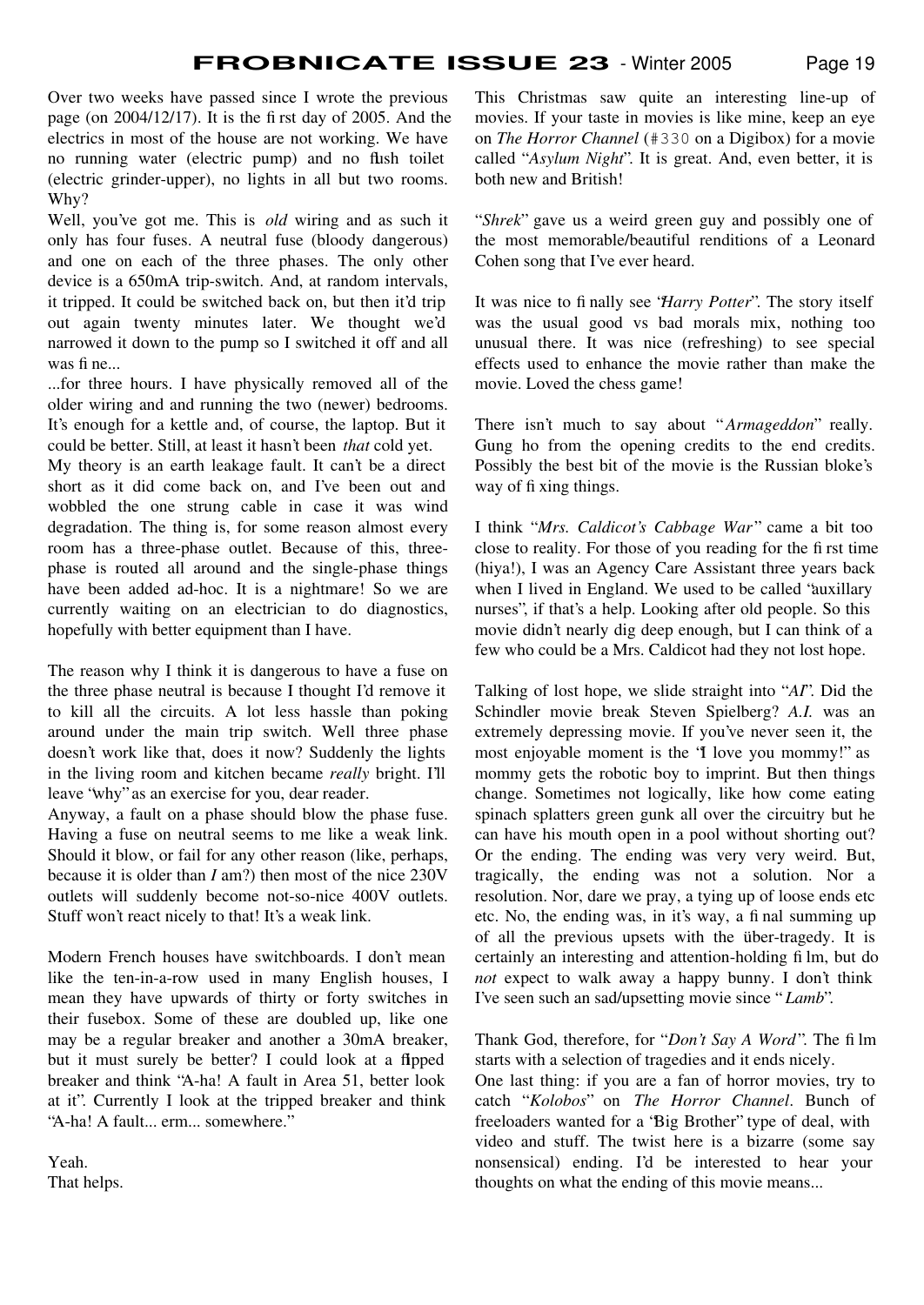Over two weeks have passed since I wrote the previous page (on 2004/12/17). It is the first day of 2005. And the electrics in most of the house are not working. We have no running water (electric pump) and no flush toilet (electric grinder-upper), no lights in all but two rooms. Why?

Well, you've got me. This is *old* wiring and as such it only has four fuses. A neutral fuse (bloody dangerous) and one on each of the three phases. The only other device is a 650mA trip-switch. And, at random intervals, it tripped. It could be switched back on, but then it'd trip out again twenty minutes later. We thought we'd narrowed it down to the pump so I switched it off and all was fine...

...for three hours. I have physically removed all of the older wiring and and running the two (newer) bedrooms. It's enough for a kettle and, of course, the laptop. But it could be better. Still, at least it hasn't been *that* cold yet.

My theory is an earth leakage fault. It can't be a direct short as it did come back on, and I've been out and wobbled the one strung cable in case it was wind degradation. The thing is, for some reason almost every room has a three-phase outlet. Because of this, three-phase is routed all around and the single-phase things have been added ad-hoc. It is a nightmare! So we are currently waiting on an electrician to do diagnostics, hopefully with better equipment than I have.

The reason why I think it is dangerous to have a fuse on the three phase neutral is because I thought I'd remove it to kill all the circuits. A lot less hassle than poking around under the main trip switch. Well three phase doesn't work like that, does it now? Suddenly the lights in the living room and kitchen became *really* bright. I'll leave "why" as an exercise for you, dear reader.

Anyway, a fault on a phase should blow the phase fuse. Having a fuse on neutral seems to me like a weak link. Should it blow, or fail for any other reason (like, perhaps, because it is older than *I* am?) then most of the nice 230V outlets will suddenly become not-so-nice 400V outlets. Stuff won't react nicely to that! It's a weak link.

Modern French houses have switchboards. I don't mean like the ten-in-a-row used in many English houses, I mean they have upwards of thirty or forty switches in their fusebox. Some of these are doubled up, like one may be a regular breaker and another a 30mA breaker, but it must surely be better? I could look at a flipped breaker and think "A-ha! A fault in Area 51, better look at it". Currently I look at the tripped breaker and think "A-ha! A fault... erm... somewhere."

Yeah.
That helps.

This Christmas saw quite an interesting line-up of movies. If your taste in movies is like mine, keep an eye on *The Horror Channel* (`#330` on a Digibox) for a movie called "*Asylum Night*". It is great. And, even better, it is both new and British!

"*Shrek*" gave us a weird green guy and possibly one of the most memorable/beautiful renditions of a Leonard Cohen song that I've ever heard.

It was nice to finally see "*Harry Potter*". The story itself was the usual good vs bad morals mix, nothing too unusual there. It was nice (refreshing) to see special effects used to enhance the movie rather than make the movie. Loved the chess game!

There isn't much to say about "*Armageddon*" really. Gung ho from the opening credits to the end credits. Possibly the best bit of the movie is the Russian bloke's way of fixing things.

I think "*Mrs. Caldicot's Cabbage War*" came a bit too close to reality. For those of you reading for the first time (hiya!), I was an Agency Care Assistant three years back when I lived in England. We used to be called "auxillary nurses", if that's a help. Looking after old people. So this movie didn't nearly dig deep enough, but I can think of a few who could be a Mrs. Caldicot had they not lost hope.

Talking of lost hope, we slide straight into "*AI*". Did the Schindler movie break Steven Spielberg? *A.I.* was an extremely depressing movie. If you've never seen it, the most enjoyable moment is the "I love you mommy!" as mommy gets the robotic boy to imprint. But then things change. Sometimes not logically, like how come eating spinach splatters green gunk all over the circuitry but he can have his mouth open in a pool without shorting out? Or the ending. The ending was very very weird. But, tragically, the ending was not a solution. Nor a resolution. Nor, dare we pray, a tying up of loose ends etc etc. No, the ending was, in it's way, a final summing up of all the previous upsets with the über-tragedy. It is certainly an interesting and attention-holding film, but do *not* expect to walk away a happy bunny. I don't think I've seen such an sad/upsetting movie since "*Lamb*".

Thank God, therefore, for "*Don't Say A Word*". The film starts with a selection of tragedies and it ends nicely.

One last thing: if you are a fan of horror movies, try to catch "*Kolobos*" on *The Horror Channel*. Bunch of freeloaders wanted for a "Big Brother" type of deal, with video and stuff. The twist here is a bizarre (some say nonsensical) ending. I'd be interested to hear your thoughts on what the ending of this movie means...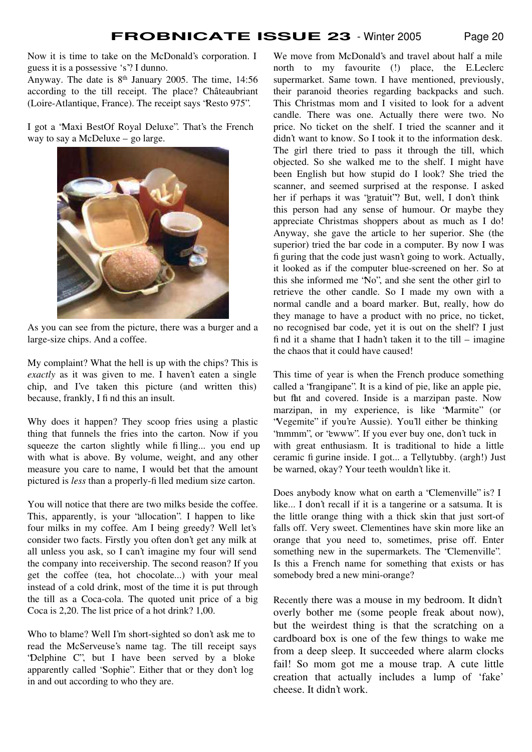Now it is time to take on the McDonald's corporation. I guess it is a possessive 's'? I dunno.

Anyway. The date is 8th January 2005. The time, 14:56 according to the till receipt. The place? Châteaubriant (Loire-Atlantique, France). The receipt says "Resto 975".

I got a "Maxi BestOf Royal Deluxe". That's the French way to say a McDeluxe – go large.

As you can see from the picture, there was a burger and a large-size chips. And a coffee.

My complaint? What the hell is up with the chips? This is *exactly* as it was given to me. I haven't eaten a single chip, and I've taken this picture (and written this) because, frankly, I find this an insult.

Why does it happen? They scoop fries using a plastic thing that funnels the fries into the carton. Now if you squeeze the carton slightly while filling... you end up with what is above. By volume, weight, and any other measure you care to name, I would bet that the amount pictured is *less* than a properly-filled medium size carton.

You will notice that there are two milks beside the coffee. This, apparently, is your "allocation". I happen to like four milks in my coffee. Am I being greedy? Well let's consider two facts. Firstly you often don't get any milk at all unless you ask, so I can't imagine my four will send the company into receivership. The second reason? If you get the coffee (tea, hot chocolate...) with your meal instead of a cold drink, most of the time it is put through the till as a Coca-cola. The quoted unit price of a big Coca is 2,20. The list price of a hot drink? 1,00.

Who to blame? Well I'm short-sighted so don't ask me to read the McServeuse's name tag. The till receipt says "Delphine C", but I have been served by a bloke apparently called "Sophie". Either that or they don't log in and out according to who they are.

We move from McDonald's and travel about half a mile north to my favourite (!) place, the E.Leclerc supermarket. Same town. I have mentioned, previously, their paranoid theories regarding backpacks and such. This Christmas mom and I visited to look for a advent candle. There was one. Actually there were two. No price. No ticket on the shelf. I tried the scanner and it didn't want to know. So I took it to the information desk. The girl there tried to pass it through the till, which objected. So she walked me to the shelf. I might have been English but how stupid do I look? She tried the scanner, and seemed surprised at the response. I asked her if perhaps it was "gratuit"? But, well, I don't think this person had any sense of humour. Or maybe they appreciate Christmas shoppers about as much as I do! Anyway, she gave the article to her superior. She (the superior) tried the bar code in a computer. By now I was figuring that the code just wasn't going to work. Actually, it looked as if the computer blue-screened on her. So at this she informed me "No", and she sent the other girl to retrieve the other candle. So I made my own with a normal candle and a board marker. But, really, how do they manage to have a product with no price, no ticket, no recognised bar code, yet it is out on the shelf? I just find it a shame that I hadn't taken it to the till – imagine the chaos that it could have caused!

This time of year is when the French produce something called a "frangipane". It is a kind of pie, like an apple pie, but flat and covered. Inside is a marzipan paste. Now marzipan, in my experience, is like "Marmite" (or "Vegemite" if you're Aussie). You'll either be thinking "mmmm", or "ewww". If you ever buy one, don't tuck in with great enthusiasm. It is traditional to hide a little ceramic figurine inside. I got... a Tellytubby. (argh!) Just be warned, okay? Your teeth wouldn't like it.

Does anybody know what on earth a "Clemenville" is? I like... I don't recall if it is a tangerine or a satsuma. It is the little orange thing with a thick skin that just sort-of falls off. Very sweet. Clementines have skin more like an orange that you need to, sometimes, prise off. Enter something new in the supermarkets. The "Clemenville". Is this a French name for something that exists or has somebody bred a new mini-orange?

Recently there was a mouse in my bedroom. It didn't overly bother me (some people freak about now), but the weirdest thing is that the scratching on a cardboard box is one of the few things to wake me from a deep sleep. It succeeded where alarm clocks fail! So mom got me a mouse trap. A cute little creation that actually includes a lump of 'fake' cheese. It didn't work.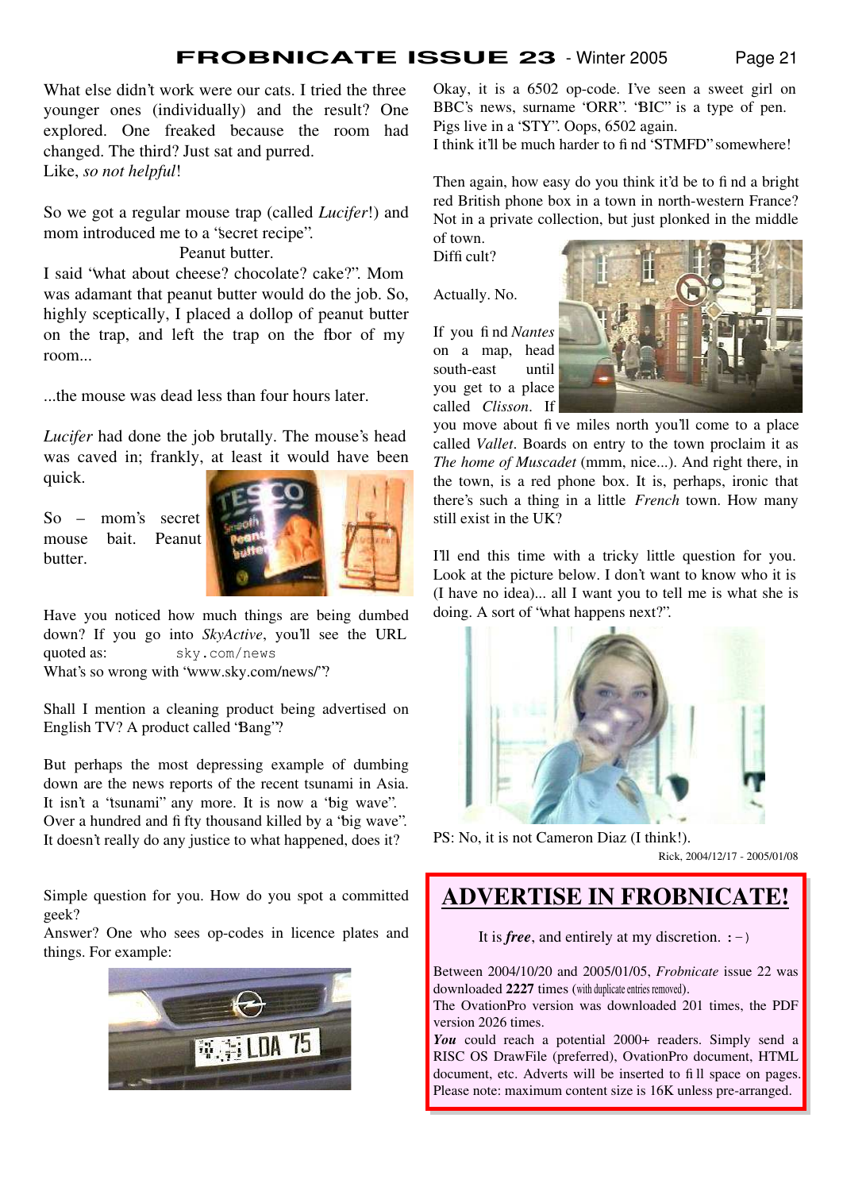What else didn't work were our cats. I tried the three younger ones (individually) and the result? One exploded. One freaked because the room had changed. The third? Just sat and purred.
Like, *so not helpful*!

So we got a regular mouse trap (called *Lucifer*!) and mom introduced me to a "secret recipe".

Peanut butter.

I said "what about cheese? chocolate? cake?". Mom was adamant that peanut butter would do the job. So, highly sceptically, I placed a dollop of peanut butter on the trap, and left the trap on the floor of my room...

...the mouse was dead less than four hours later.

*Lucifer* had done the job brutally. The mouse's head was caved in; frankly, at least it would have been quick.

So – mom's secret mouse bait. Peanut butter.

Have you noticed how much things are being dumbed down? If you go into *SkyActive*, you'll see the URL quoted as: `sky.com/news`
What's so wrong with "www.sky.com/news/"?

Shall I mention a cleaning product being advertised on English TV? A product called "Bang"?

But perhaps the most depressing example of dumbing down are the news reports of the recent tsunami in Asia. It isn't a "tsunami" any more. It is now a "big wave". Over a hundred and fifty thousand killed by a "big wave". It doesn't really do any justice to what happened, does it?

Simple question for you. How do you spot a committed geek?
Answer? One who sees op-codes in licence plates and things. For example:

Okay, it is a 6502 op-code. I've seen a sweet girl on BBC's news, surname "ORR". "BIC" is a type of pen. Pigs live in a "STY". Oops, 6502 again.
I think it'll be much harder to find "STMFD" somewhere!

Then again, how easy do you think it'd be to find a bright red British phone box in a town in north-western France? Not in a private collection, but just plonked in the middle of town.
Difficult?

Actually. No.

If you find *Nantes* on a map, head south-east until you get to a place called *Clisson*. If you move about five miles north you'll come to a place called *Vallet*. Boards on entry to the town proclaim it as *The home of Muscadet* (mmm, nice...). And right there, in the town, is a red phone box. It is, perhaps, ironic that there's such a thing in a little *French* town. How many still exist in the UK?

I'll end this time with a tricky little question for you. Look at the picture below. I don't want to know who it is (I have no idea)... all I want you to tell me is what she is doing. A sort of "what happens next?".

PS: No, it is not Cameron Diaz (I think!).

Rick, 2004/12/17 - 2005/01/08

## ADVERTISE IN FROBNICATE!

It is ***free***, and entirely at my discretion. :-)

Between 2004/10/20 and 2005/01/05, *Frobnicate* issue 22 was downloaded **2227** times (with duplicate entries removed).
The OvationPro version was downloaded 201 times, the PDF version 2026 times.
***You*** could reach a potential 2000+ readers. Simply send a RISC OS DrawFile (preferred), OvationPro document, HTML document, etc. Adverts will be inserted to fill space on pages. Please note: maximum content size is 16K unless pre-arranged.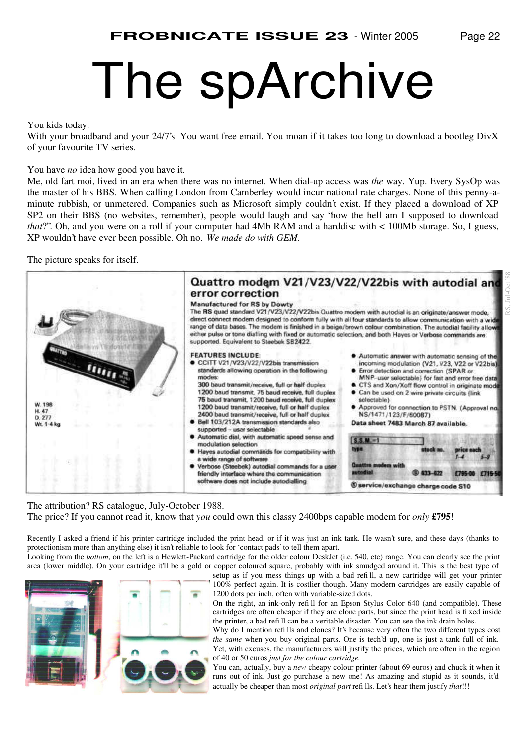# The spArchive

You kids today.
With your broadband and your 24/7's. You want free email. You moan if it takes too long to download a bootleg DivX of your favourite TV series.

You have *no* idea how good you have it.
Me, old fart moi, lived in an era when there was no internet. When dial-up access was *the* way. Yup. Every SysOp was the master of his BBS. When calling London from Camberley would incur national rate charges. None of this penny-a-minute rubbish, or unmetered. Companies such as Microsoft simply couldn't exist. If they placed a download of XP SP2 on their BBS (no websites, remember), people would laugh and say "how the hell am I supposed to download *that*?". Oh, and you were on a roll if your computer had 4Mb RAM and a harddisc with < 100Mb storage. So, I guess, XP wouldn't have ever been possible. Oh no. *We made do with GEM*.

The picture speaks for itself.

## Quattro modem V21/V23/V22/V22bis with autodial and error correction

**Manufactured for RS by Dowty**

The **RS** quad standard V21/V23/V22/V22bis Quattro modem with autodial is an originate/answer mode, direct connect modem designed to conform fully with all four standards to allow communication with a wide range of data bases. The modem is finished in a beige/brown colour combination. The autodial facility allows either pulse or tone dialling with fixed or automatic selection, and both Hayes or Verbose commands are supported. Equivalent to Steebek SB2422.

W. 198
H. 47
D. 277
Wt. 1·4 kg

**FEATURES INCLUDE:**

- CCITT V21/V23/V22/V22bis transmission standards allowing operation in the following modes:
  300 baud transmit/receive, full or half duplex
  1200 baud transmit, 75 baud receive, full duplex
  75 baud transmit, 1200 baud receive, full duplex
  1200 baud transmit/receive, full or half duplex
  2400 baud transmit/receive, full or half duplex
- Bell 103/212A transmission standards also supported – user selectable
- Automatic dial, with automatic speed sense and modulation selection
- Hayes autodial commands for compatibility with a wide range of software
- Verbose (Steebek) autodial commands for a user friendly interface where the communication software does not include autodialling
- Automatic answer with automatic sensing of the incoming modulation (V21, V23, V22 or V22bis)
- Error detection and correction (SPAR or MNP–user selectable) for fast and error free data
- CTS and Xon/Xoff flow control in originate mode
- Can be used on 2 wire private circuits (link selectable)
- Approved for connection to PSTN. (Approval no. NS/1471/123/F/60087)

**Data sheet 7483 March 87 available.**

S.S.M.=1

| type | stock no. | price each 1–4 | 5–9 |
|---|---|---|---|
| Quattro modem with autodial | Ⓢ 633-622 | £795·00 | £715·50 |

Ⓢ service/exchange charge code S10

RS, Jul-Oct '88

The attribution? RS catalogue, July-October 1988.
The price? If you cannot read it, know that *you* could own this classy 2400bps capable modem for *only* **£795**!

---

Recently I asked a friend if his printer cartridge included the print head, or if it was just an ink tank. He wasn't sure, and these days (thanks to protectionism more than anything else) it isn't reliable to look for 'contact pads' to tell them apart.

Looking from the *bottom*, on the left is a Hewlett-Packard cartridge for the older colour DeskJet (i.e. 540, etc) range. You can clearly see the print area (lower middle). On your cartridge it'll be a gold or copper coloured square, probably with ink smudged around it. This is the best type of setup as if you mess things up with a bad refill, a new cartridge will get your printer 100% perfect again. It is costlier though. Many modern cartridges are easily capable of 1200 dots per inch, often with variable-sized dots.

On the right, an ink-only refill for an Epson Stylus Color 640 (and compatible). These cartridges are often cheaper if they are clone parts, but since the print head is fixed inside the printer, a bad refill can be a veritable disaster. You can see the ink drain holes.

Why do I mention refills and clones? It's because very often the two different types cost *the same* when you buy original parts. One is tech'd up, one is just a tank full of ink. Yet, with excuses, the manufacturers will justify the prices, which are often in the region of 40 or 50 euros *just for the colour cartridge*.

You can, actually, buy a *new* cheapy colour printer (about 69 euros) and chuck it when it runs out of ink. Just go purchase a new one! As amazing and stupid as it sounds, it'd actually be cheaper than most *original part* refills. Let's hear them justify *that*!!!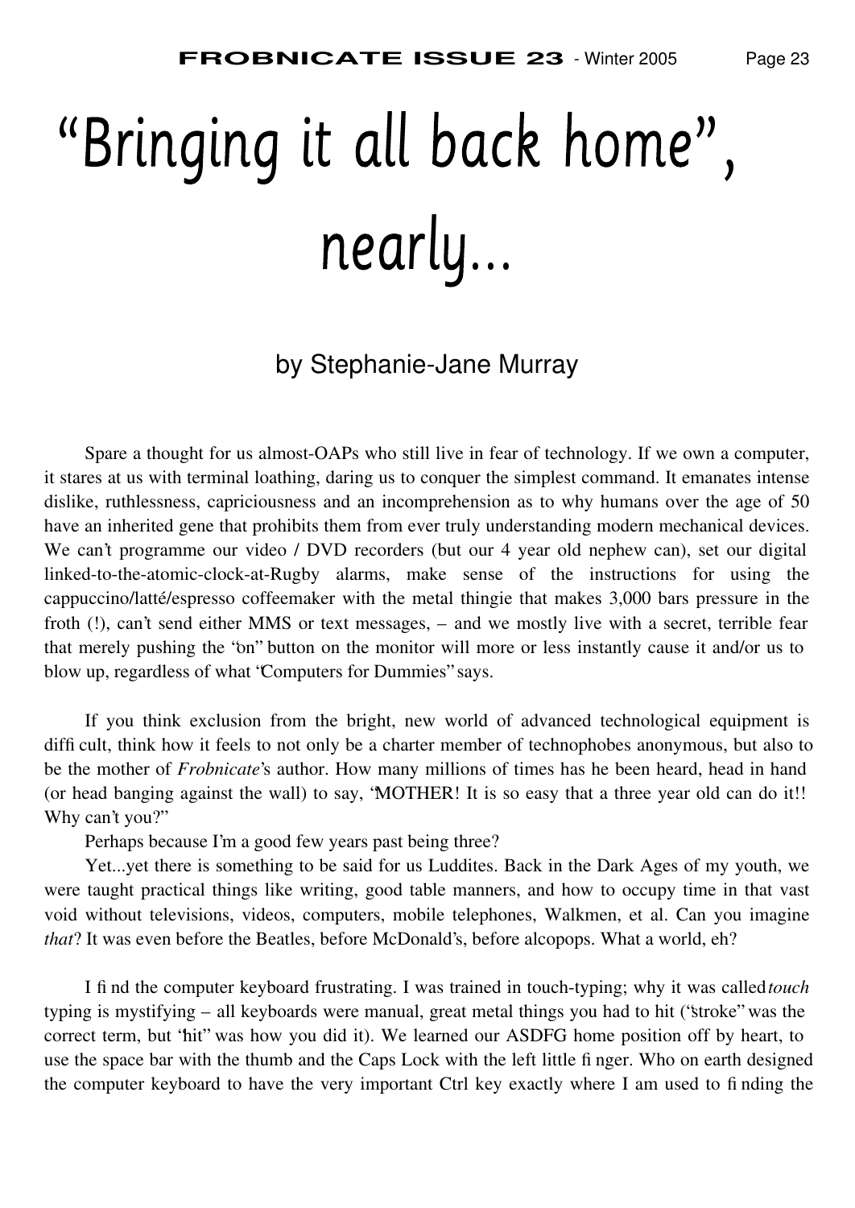# "Bringing it all back home", nearly...

by Stephanie-Jane Murray

Spare a thought for us almost-OAPs who still live in fear of technology. If we own a computer, it stares at us with terminal loathing, daring us to conquer the simplest command. It emanates intense dislike, ruthlessness, capriciousness and an incomprehension as to why humans over the age of 50 have an inherited gene that prohibits them from ever truly understanding modern mechanical devices. We can't programme our video / DVD recorders (but our 4 year old nephew can), set our digital linked-to-the-atomic-clock-at-Rugby alarms, make sense of the instructions for using the cappuccino/latté/espresso coffeemaker with the metal thingie that makes 3,000 bars pressure in the froth (!), can't send either MMS or text messages, – and we mostly live with a secret, terrible fear that merely pushing the "on" button on the monitor will more or less instantly cause it and/or us to blow up, regardless of what "Computers for Dummies" says.

If you think exclusion from the bright, new world of advanced technological equipment is difficult, think how it feels to not only be a charter member of technophobes anonymous, but also to be the mother of *Frobnicate*'s author. How many millions of times has he been heard, head in hand (or head banging against the wall) to say, "MOTHER! It is so easy that a three year old can do it!! Why can't you?"

Perhaps because I'm a good few years past being three?

Yet...yet there is something to be said for us Luddites. Back in the Dark Ages of my youth, we were taught practical things like writing, good table manners, and how to occupy time in that vast void without televisions, videos, computers, mobile telephones, Walkmen, et al. Can you imagine *that*? It was even before the Beatles, before McDonald's, before alcopops. What a world, eh?

I find the computer keyboard frustrating. I was trained in touch-typing; why it was called *touch* typing is mystifying – all keyboards were manual, great metal things you had to hit ("stroke" was the correct term, but "hit" was how you did it). We learned our ASDFG home position off by heart, to use the space bar with the thumb and the Caps Lock with the left little finger. Who on earth designed the computer keyboard to have the very important Ctrl key exactly where I am used to finding the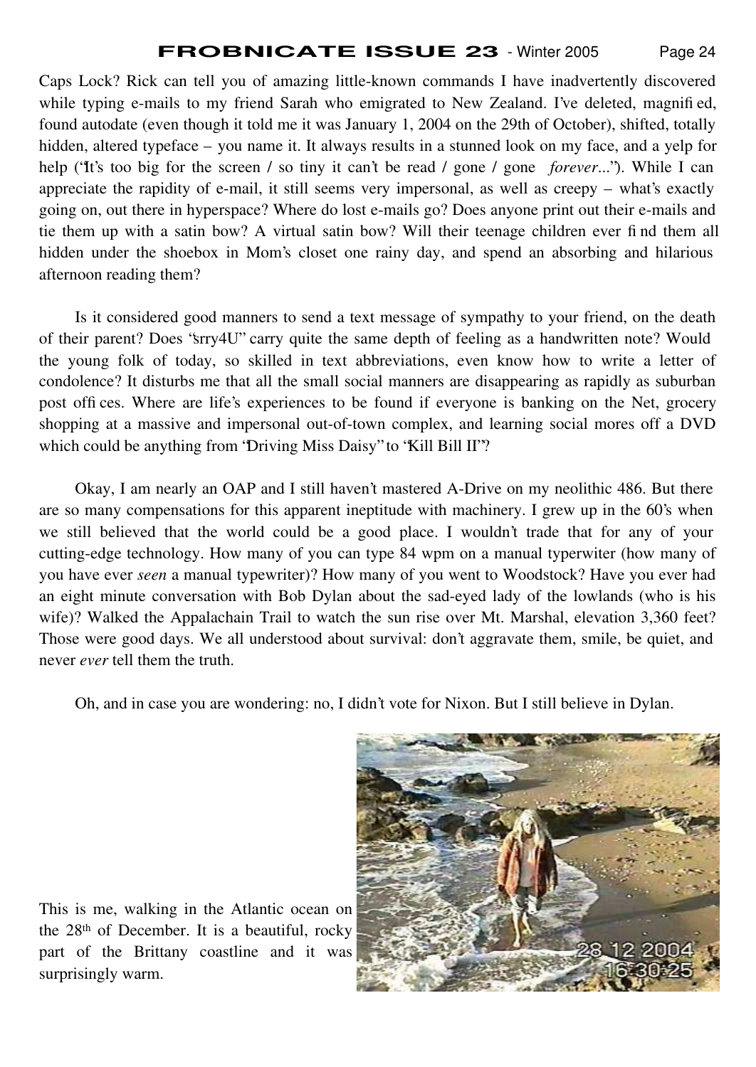Caps Lock? Rick can tell you of amazing little-known commands I have inadvertently discovered while typing e-mails to my friend Sarah who emigrated to New Zealand. I've deleted, magnified, found autodate (even though it told me it was January 1, 2004 on the 29th of October), shifted, totally hidden, altered typeface – you name it. It always results in a stunned look on my face, and a yelp for help ("It's too big for the screen / so tiny it can't be read / gone / gone *forever*..."). While I can appreciate the rapidity of e-mail, it still seems very impersonal, as well as creepy – what's exactly going on, out there in hyperspace? Where do lost e-mails go? Does anyone print out their e-mails and tie them up with a satin bow? A virtual satin bow? Will their teenage children ever find them all hidden under the shoebox in Mom's closet one rainy day, and spend an absorbing and hilarious afternoon reading them?

Is it considered good manners to send a text message of sympathy to your friend, on the death of their parent? Does "srry4U" carry quite the same depth of feeling as a handwritten note? Would the young folk of today, so skilled in text abbreviations, even know how to write a letter of condolence? It disturbs me that all the small social manners are disappearing as rapidly as suburban post offices. Where are life's experiences to be found if everyone is banking on the Net, grocery shopping at a massive and impersonal out-of-town complex, and learning social mores off a DVD which could be anything from "Driving Miss Daisy" to "Kill Bill II"?

Okay, I am nearly an OAP and I still haven't mastered A-Drive on my neolithic 486. But there are so many compensations for this apparent ineptitude with machinery. I grew up in the 60's when we still believed that the world could be a good place. I wouldn't trade that for any of your cutting-edge technology. How many of you can type 84 wpm on a manual typerwiter (how many of you have ever *seen* a manual typewriter)? How many of you went to Woodstock? Have you ever had an eight minute conversation with Bob Dylan about the sad-eyed lady of the lowlands (who is his wife)? Walked the Appalachain Trail to watch the sun rise over Mt. Marshal, elevation 3,360 feet? Those were good days. We all understood about survival: don't aggravate them, smile, be quiet, and never *ever* tell them the truth.

Oh, and in case you are wondering: no, I didn't vote for Nixon. But I still believe in Dylan.

This is me, walking in the Atlantic ocean on the 28th of December. It is a beautiful, rocky part of the Brittany coastline and it was surprisingly warm.